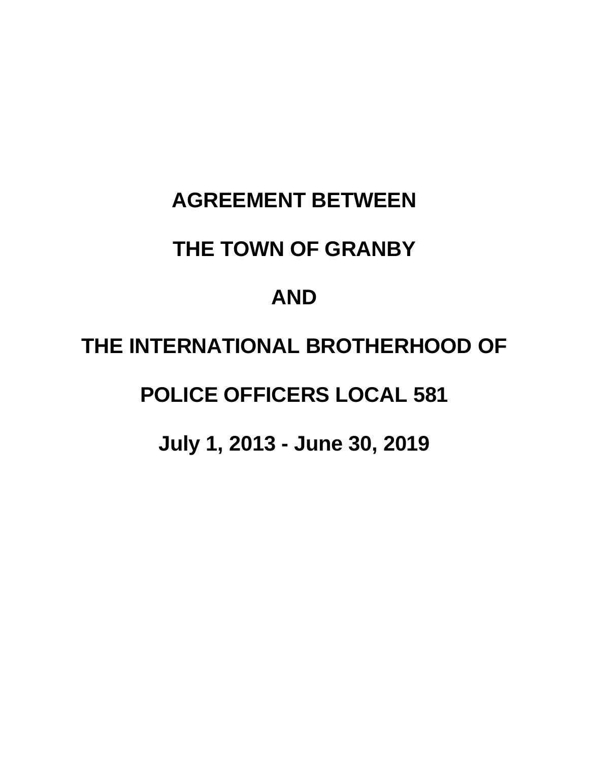# AGREEMENT BETWEEN

# THE TOWN OF GRANBY

# AND

# THE INTERNATIONAL BROTHERHOOD OF

# POLICE OFFICERS LOCAL 581

# July 1, 2013 - June 30, 2019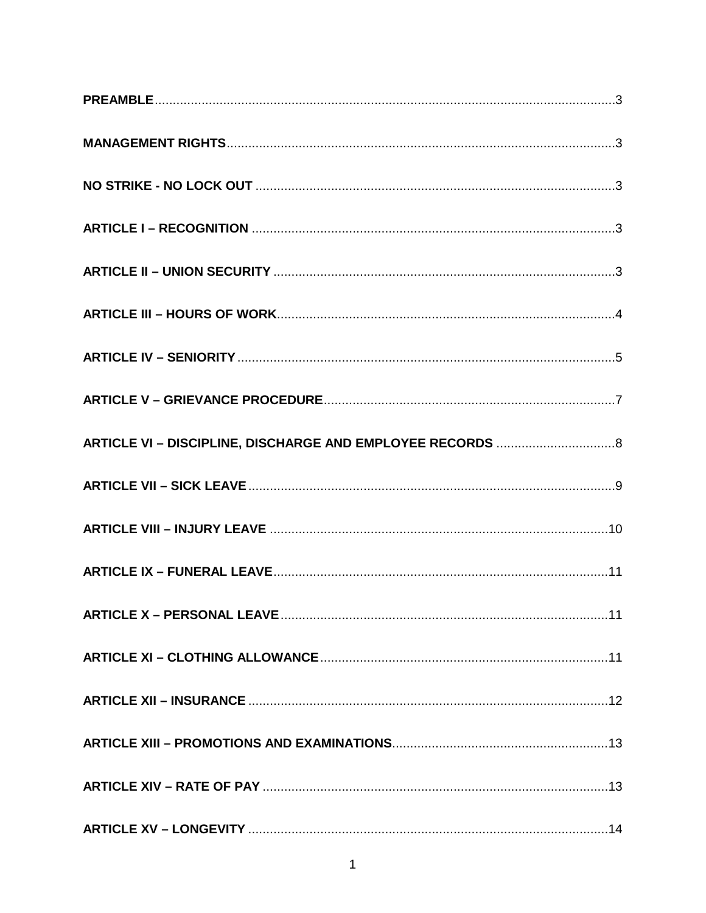**PREAMBLE**....................................................................................................................3

**MANAGEMENT RIGHTS**...........................................................................................3

**NO STRIKE - NO LOCK OUT** ...................................................................................3

**ARTICLE I – RECOGNITION** ....................................................................................3

**ARTICLE II – UNION SECURITY** ..............................................................................3

**ARTICLE III – HOURS OF WORK**.............................................................................4

**ARTICLE IV – SENIORITY**........................................................................................5

**ARTICLE V – GRIEVANCE PROCEDURE**................................................................7

**ARTICLE VI – DISCIPLINE, DISCHARGE AND EMPLOYEE RECORDS** ................................8

**ARTICLE VII – SICK LEAVE**.....................................................................................9

**ARTICLE VIII – INJURY LEAVE** .............................................................................10

**ARTICLE IX – FUNERAL LEAVE**............................................................................11

**ARTICLE X – PERSONAL LEAVE**...........................................................................11

**ARTICLE XI – CLOTHING ALLOWANCE**................................................................11

**ARTICLE XII – INSURANCE** ....................................................................................12

**ARTICLE XIII – PROMOTIONS AND EXAMINATIONS**............................................13

**ARTICLE XIV – RATE OF PAY** ................................................................................13

**ARTICLE XV – LONGEVITY** ....................................................................................14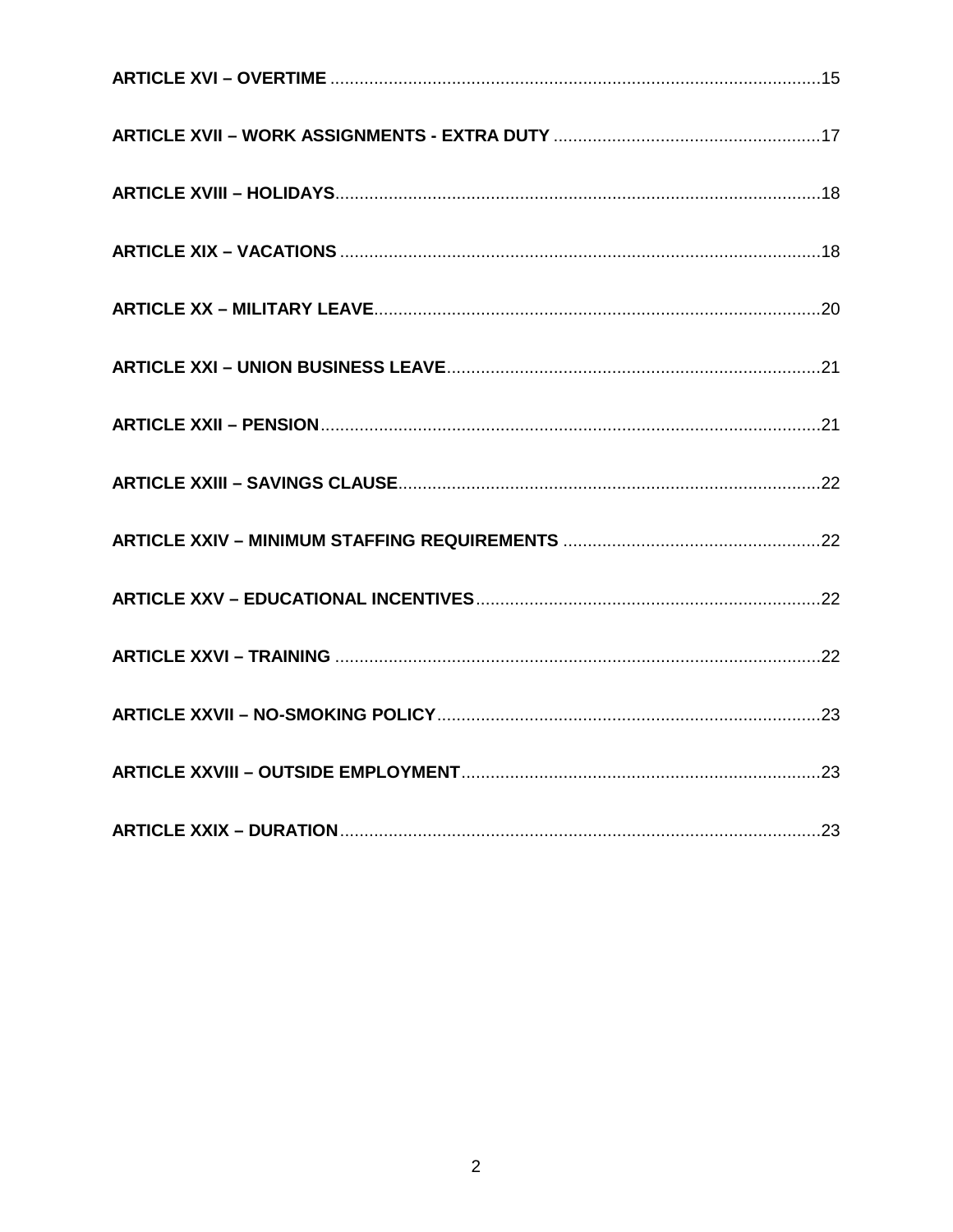**ARTICLE XVI – OVERTIME** ....................................................................................................15

**ARTICLE XVII – WORK ASSIGNMENTS - EXTRA DUTY** ......................................................17

**ARTICLE XVIII – HOLIDAYS**...................................................................................................18

**ARTICLE XIX – VACATIONS** ..................................................................................................18

**ARTICLE XX – MILITARY LEAVE**...........................................................................................20

**ARTICLE XXI – UNION BUSINESS LEAVE**............................................................................21

**ARTICLE XXII – PENSION**......................................................................................................21

**ARTICLE XXIII – SAVINGS CLAUSE**......................................................................................22

**ARTICLE XXIV – MINIMUM STAFFING REQUIREMENTS** ....................................................22

**ARTICLE XXV – EDUCATIONAL INCENTIVES**......................................................................22

**ARTICLE XXVI – TRAINING** ...................................................................................................22

**ARTICLE XXVII – NO-SMOKING POLICY**..............................................................................23

**ARTICLE XXVIII – OUTSIDE EMPLOYMENT**.........................................................................23

**ARTICLE XXIX – DURATION**...................................................................................................23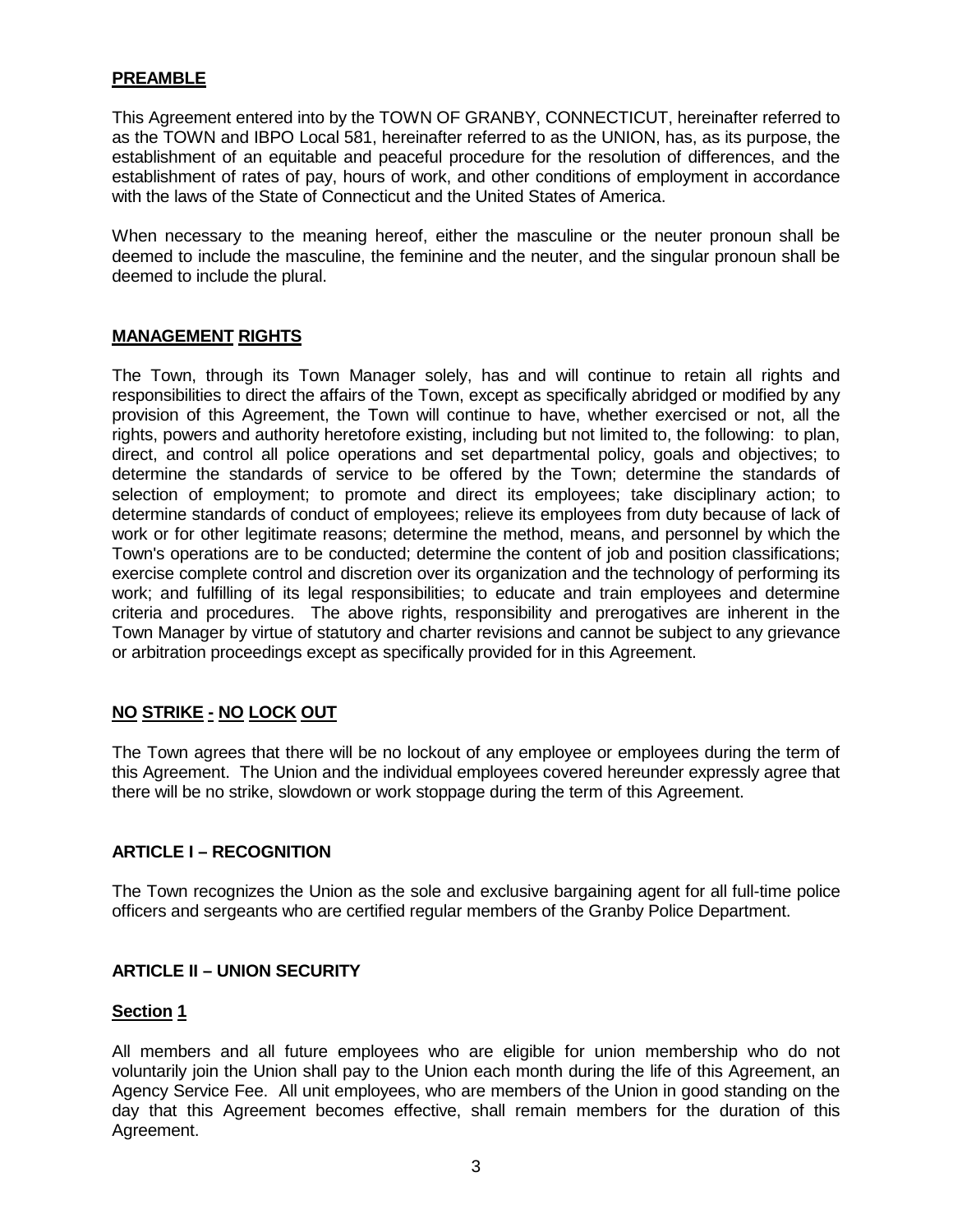## PREAMBLE

This Agreement entered into by the TOWN OF GRANBY, CONNECTICUT, hereinafter referred to as the TOWN and IBPO Local 581, hereinafter referred to as the UNION, has, as its purpose, the establishment of an equitable and peaceful procedure for the resolution of differences, and the establishment of rates of pay, hours of work, and other conditions of employment in accordance with the laws of the State of Connecticut and the United States of America.

When necessary to the meaning hereof, either the masculine or the neuter pronoun shall be deemed to include the masculine, the feminine and the neuter, and the singular pronoun shall be deemed to include the plural.

## MANAGEMENT RIGHTS

The Town, through its Town Manager solely, has and will continue to retain all rights and responsibilities to direct the affairs of the Town, except as specifically abridged or modified by any provision of this Agreement, the Town will continue to have, whether exercised or not, all the rights, powers and authority heretofore existing, including but not limited to, the following: to plan, direct, and control all police operations and set departmental policy, goals and objectives; to determine the standards of service to be offered by the Town; determine the standards of selection of employment; to promote and direct its employees; take disciplinary action; to determine standards of conduct of employees; relieve its employees from duty because of lack of work or for other legitimate reasons; determine the method, means, and personnel by which the Town's operations are to be conducted; determine the content of job and position classifications; exercise complete control and discretion over its organization and the technology of performing its work; and fulfilling of its legal responsibilities; to educate and train employees and determine criteria and procedures. The above rights, responsibility and prerogatives are inherent in the Town Manager by virtue of statutory and charter revisions and cannot be subject to any grievance or arbitration proceedings except as specifically provided for in this Agreement.

## NO STRIKE - NO LOCK OUT

The Town agrees that there will be no lockout of any employee or employees during the term of this Agreement. The Union and the individual employees covered hereunder expressly agree that there will be no strike, slowdown or work stoppage during the term of this Agreement.

## ARTICLE I – RECOGNITION

The Town recognizes the Union as the sole and exclusive bargaining agent for all full-time police officers and sergeants who are certified regular members of the Granby Police Department.

## ARTICLE II – UNION SECURITY

### Section 1

All members and all future employees who are eligible for union membership who do not voluntarily join the Union shall pay to the Union each month during the life of this Agreement, an Agency Service Fee. All unit employees, who are members of the Union in good standing on the day that this Agreement becomes effective, shall remain members for the duration of this Agreement.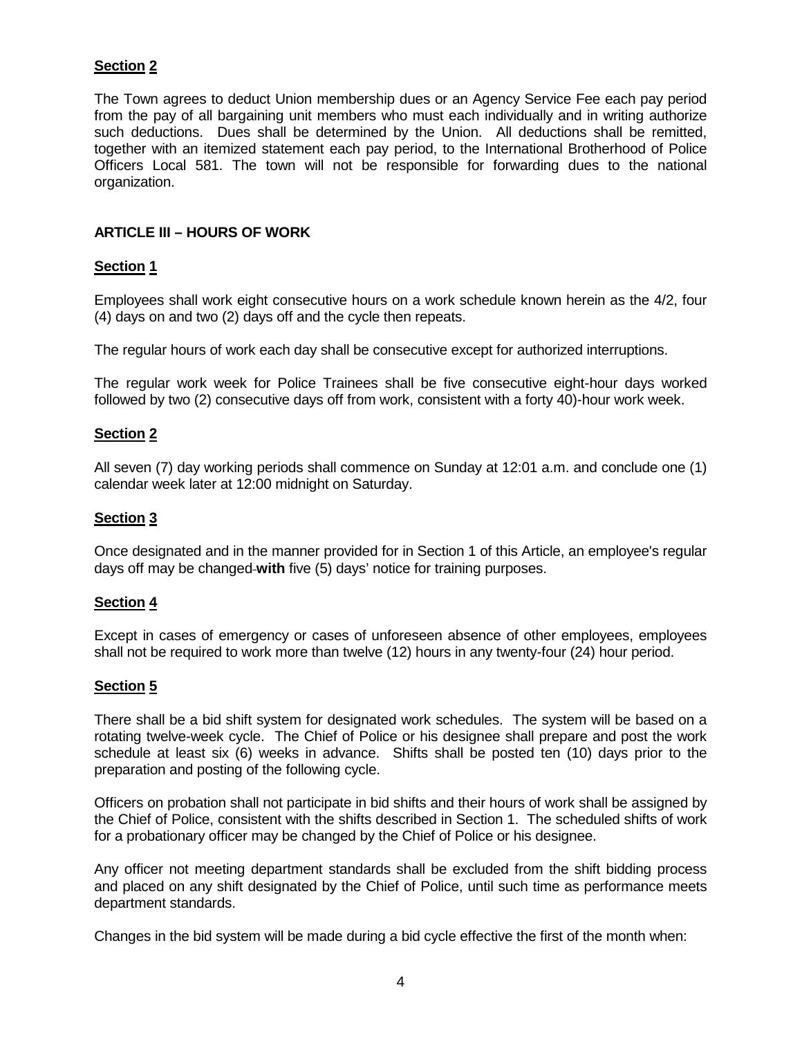**Section 2**

The Town agrees to deduct Union membership dues or an Agency Service Fee each pay period from the pay of all bargaining unit members who must each individually and in writing authorize such deductions. Dues shall be determined by the Union. All deductions shall be remitted, together with an itemized statement each pay period, to the International Brotherhood of Police Officers Local 581. The town will not be responsible for forwarding dues to the national organization.

## ARTICLE III – HOURS OF WORK

**Section 1**

Employees shall work eight consecutive hours on a work schedule known herein as the 4/2, four (4) days on and two (2) days off and the cycle then repeats.

The regular hours of work each day shall be consecutive except for authorized interruptions.

The regular work week for Police Trainees shall be five consecutive eight-hour days worked followed by two (2) consecutive days off from work, consistent with a forty 40)-hour work week.

**Section 2**

All seven (7) day working periods shall commence on Sunday at 12:01 a.m. and conclude one (1) calendar week later at 12:00 midnight on Saturday.

**Section 3**

Once designated and in the manner provided for in Section 1 of this Article, an employee's regular days off may be changed **with** five (5) days' notice for training purposes.

**Section 4**

Except in cases of emergency or cases of unforeseen absence of other employees, employees shall not be required to work more than twelve (12) hours in any twenty-four (24) hour period.

**Section 5**

There shall be a bid shift system for designated work schedules. The system will be based on a rotating twelve-week cycle. The Chief of Police or his designee shall prepare and post the work schedule at least six (6) weeks in advance. Shifts shall be posted ten (10) days prior to the preparation and posting of the following cycle.

Officers on probation shall not participate in bid shifts and their hours of work shall be assigned by the Chief of Police, consistent with the shifts described in Section 1. The scheduled shifts of work for a probationary officer may be changed by the Chief of Police or his designee.

Any officer not meeting department standards shall be excluded from the shift bidding process and placed on any shift designated by the Chief of Police, until such time as performance meets department standards.

Changes in the bid system will be made during a bid cycle effective the first of the month when: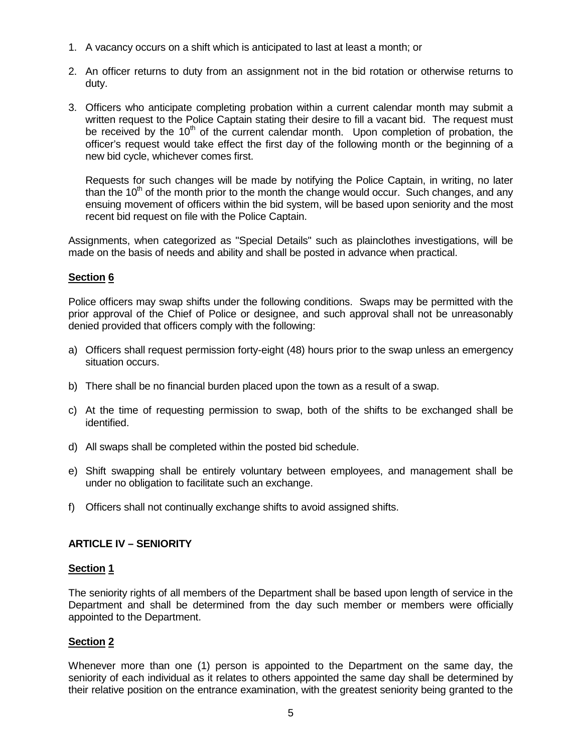1. A vacancy occurs on a shift which is anticipated to last at least a month; or

2. An officer returns to duty from an assignment not in the bid rotation or otherwise returns to duty.

3. Officers who anticipate completing probation within a current calendar month may submit a written request to the Police Captain stating their desire to fill a vacant bid. The request must be received by the 10th of the current calendar month. Upon completion of probation, the officer's request would take effect the first day of the following month or the beginning of a new bid cycle, whichever comes first.

   Requests for such changes will be made by notifying the Police Captain, in writing, no later than the 10th of the month prior to the month the change would occur. Such changes, and any ensuing movement of officers within the bid system, will be based upon seniority and the most recent bid request on file with the Police Captain.

Assignments, when categorized as "Special Details" such as plainclothes investigations, will be made on the basis of needs and ability and shall be posted in advance when practical.

**Section 6**

Police officers may swap shifts under the following conditions. Swaps may be permitted with the prior approval of the Chief of Police or designee, and such approval shall not be unreasonably denied provided that officers comply with the following:

a) Officers shall request permission forty-eight (48) hours prior to the swap unless an emergency situation occurs.

b) There shall be no financial burden placed upon the town as a result of a swap.

c) At the time of requesting permission to swap, both of the shifts to be exchanged shall be identified.

d) All swaps shall be completed within the posted bid schedule.

e) Shift swapping shall be entirely voluntary between employees, and management shall be under no obligation to facilitate such an exchange.

f) Officers shall not continually exchange shifts to avoid assigned shifts.

## ARTICLE IV – SENIORITY

**Section 1**

The seniority rights of all members of the Department shall be based upon length of service in the Department and shall be determined from the day such member or members were officially appointed to the Department.

**Section 2**

Whenever more than one (1) person is appointed to the Department on the same day, the seniority of each individual as it relates to others appointed the same day shall be determined by their relative position on the entrance examination, with the greatest seniority being granted to the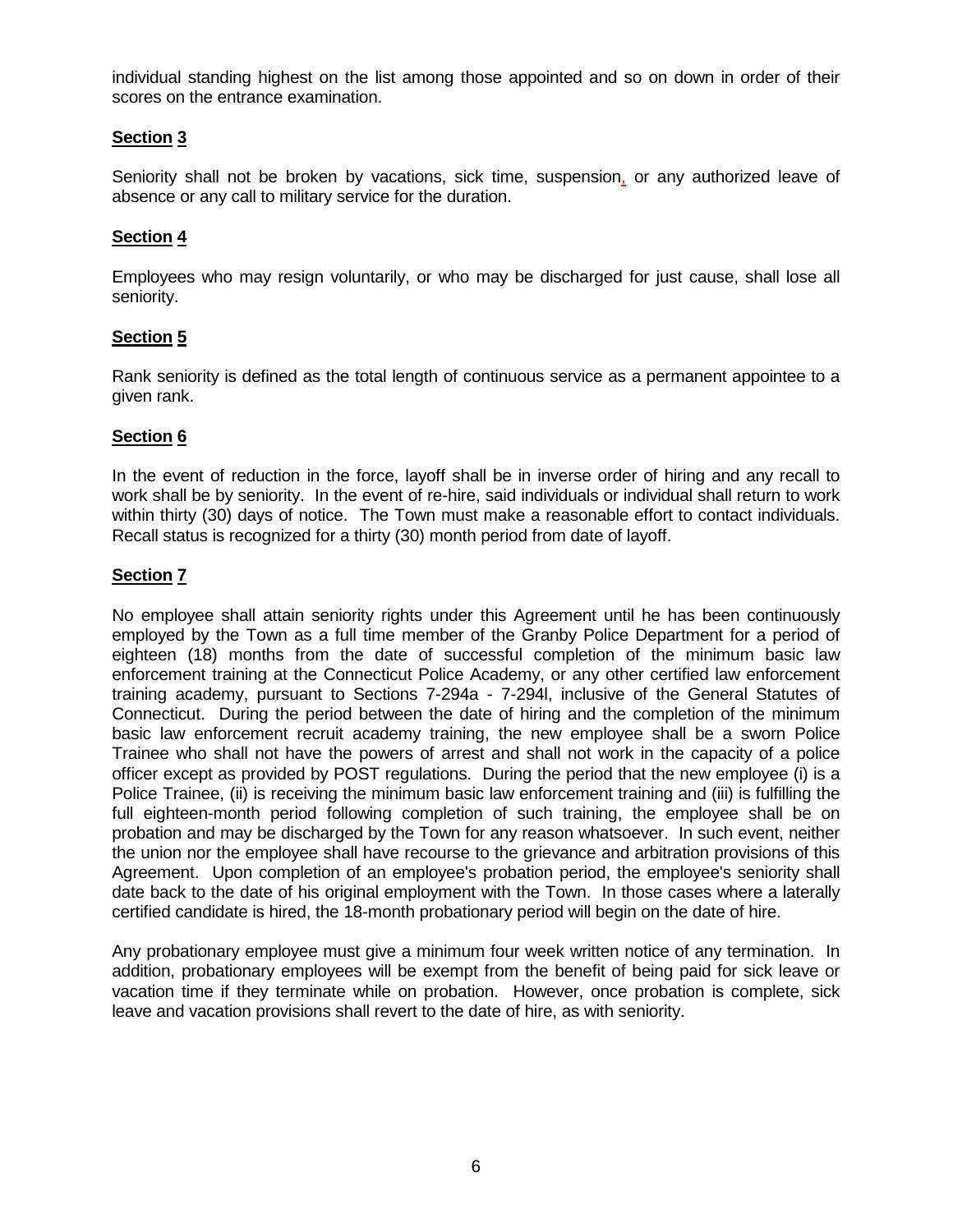individual standing highest on the list among those appointed and so on down in order of their scores on the entrance examination.

**Section 3**

Seniority shall not be broken by vacations, sick time, suspension, or any authorized leave of absence or any call to military service for the duration.

**Section 4**

Employees who may resign voluntarily, or who may be discharged for just cause, shall lose all seniority.

**Section 5**

Rank seniority is defined as the total length of continuous service as a permanent appointee to a given rank.

**Section 6**

In the event of reduction in the force, layoff shall be in inverse order of hiring and any recall to work shall be by seniority. In the event of re-hire, said individuals or individual shall return to work within thirty (30) days of notice. The Town must make a reasonable effort to contact individuals. Recall status is recognized for a thirty (30) month period from date of layoff.

**Section 7**

No employee shall attain seniority rights under this Agreement until he has been continuously employed by the Town as a full time member of the Granby Police Department for a period of eighteen (18) months from the date of successful completion of the minimum basic law enforcement training at the Connecticut Police Academy, or any other certified law enforcement training academy, pursuant to Sections 7-294a - 7-294l, inclusive of the General Statutes of Connecticut. During the period between the date of hiring and the completion of the minimum basic law enforcement recruit academy training, the new employee shall be a sworn Police Trainee who shall not have the powers of arrest and shall not work in the capacity of a police officer except as provided by POST regulations. During the period that the new employee (i) is a Police Trainee, (ii) is receiving the minimum basic law enforcement training and (iii) is fulfilling the full eighteen-month period following completion of such training, the employee shall be on probation and may be discharged by the Town for any reason whatsoever. In such event, neither the union nor the employee shall have recourse to the grievance and arbitration provisions of this Agreement. Upon completion of an employee's probation period, the employee's seniority shall date back to the date of his original employment with the Town. In those cases where a laterally certified candidate is hired, the 18-month probationary period will begin on the date of hire.

Any probationary employee must give a minimum four week written notice of any termination. In addition, probationary employees will be exempt from the benefit of being paid for sick leave or vacation time if they terminate while on probation. However, once probation is complete, sick leave and vacation provisions shall revert to the date of hire, as with seniority.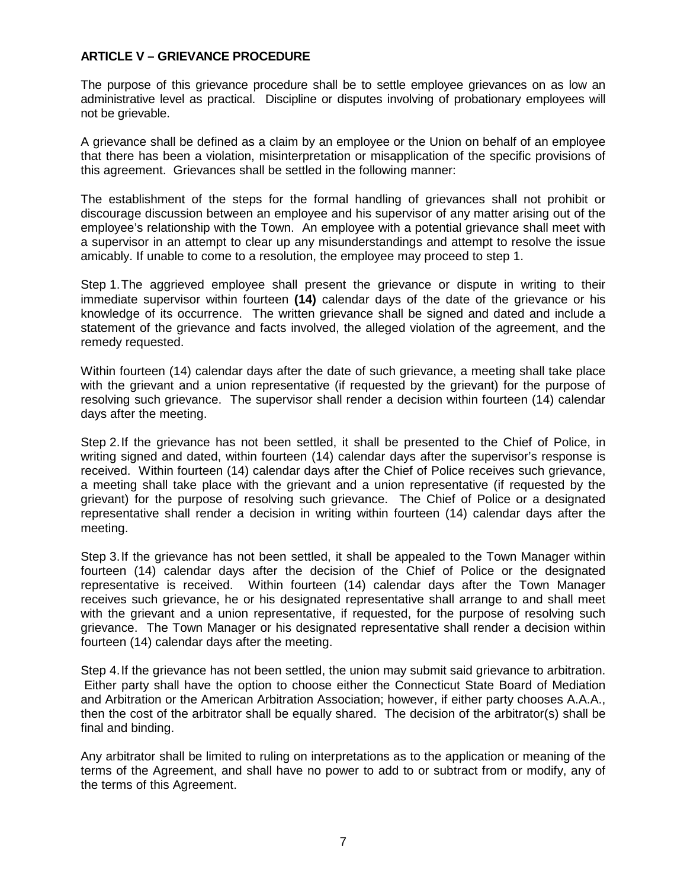## ARTICLE V – GRIEVANCE PROCEDURE

The purpose of this grievance procedure shall be to settle employee grievances on as low an administrative level as practical. Discipline or disputes involving of probationary employees will not be grievable.

A grievance shall be defined as a claim by an employee or the Union on behalf of an employee that there has been a violation, misinterpretation or misapplication of the specific provisions of this agreement. Grievances shall be settled in the following manner:

The establishment of the steps for the formal handling of grievances shall not prohibit or discourage discussion between an employee and his supervisor of any matter arising out of the employee's relationship with the Town. An employee with a potential grievance shall meet with a supervisor in an attempt to clear up any misunderstandings and attempt to resolve the issue amicably. If unable to come to a resolution, the employee may proceed to step 1.

Step 1. The aggrieved employee shall present the grievance or dispute in writing to their immediate supervisor within fourteen **(14)** calendar days of the date of the grievance or his knowledge of its occurrence. The written grievance shall be signed and dated and include a statement of the grievance and facts involved, the alleged violation of the agreement, and the remedy requested.

Within fourteen (14) calendar days after the date of such grievance, a meeting shall take place with the grievant and a union representative (if requested by the grievant) for the purpose of resolving such grievance. The supervisor shall render a decision within fourteen (14) calendar days after the meeting.

Step 2. If the grievance has not been settled, it shall be presented to the Chief of Police, in writing signed and dated, within fourteen (14) calendar days after the supervisor's response is received. Within fourteen (14) calendar days after the Chief of Police receives such grievance, a meeting shall take place with the grievant and a union representative (if requested by the grievant) for the purpose of resolving such grievance. The Chief of Police or a designated representative shall render a decision in writing within fourteen (14) calendar days after the meeting.

Step 3. If the grievance has not been settled, it shall be appealed to the Town Manager within fourteen (14) calendar days after the decision of the Chief of Police or the designated representative is received. Within fourteen (14) calendar days after the Town Manager receives such grievance, he or his designated representative shall arrange to and shall meet with the grievant and a union representative, if requested, for the purpose of resolving such grievance. The Town Manager or his designated representative shall render a decision within fourteen (14) calendar days after the meeting.

Step 4. If the grievance has not been settled, the union may submit said grievance to arbitration. Either party shall have the option to choose either the Connecticut State Board of Mediation and Arbitration or the American Arbitration Association; however, if either party chooses A.A.A., then the cost of the arbitrator shall be equally shared. The decision of the arbitrator(s) shall be final and binding.

Any arbitrator shall be limited to ruling on interpretations as to the application or meaning of the terms of the Agreement, and shall have no power to add to or subtract from or modify, any of the terms of this Agreement.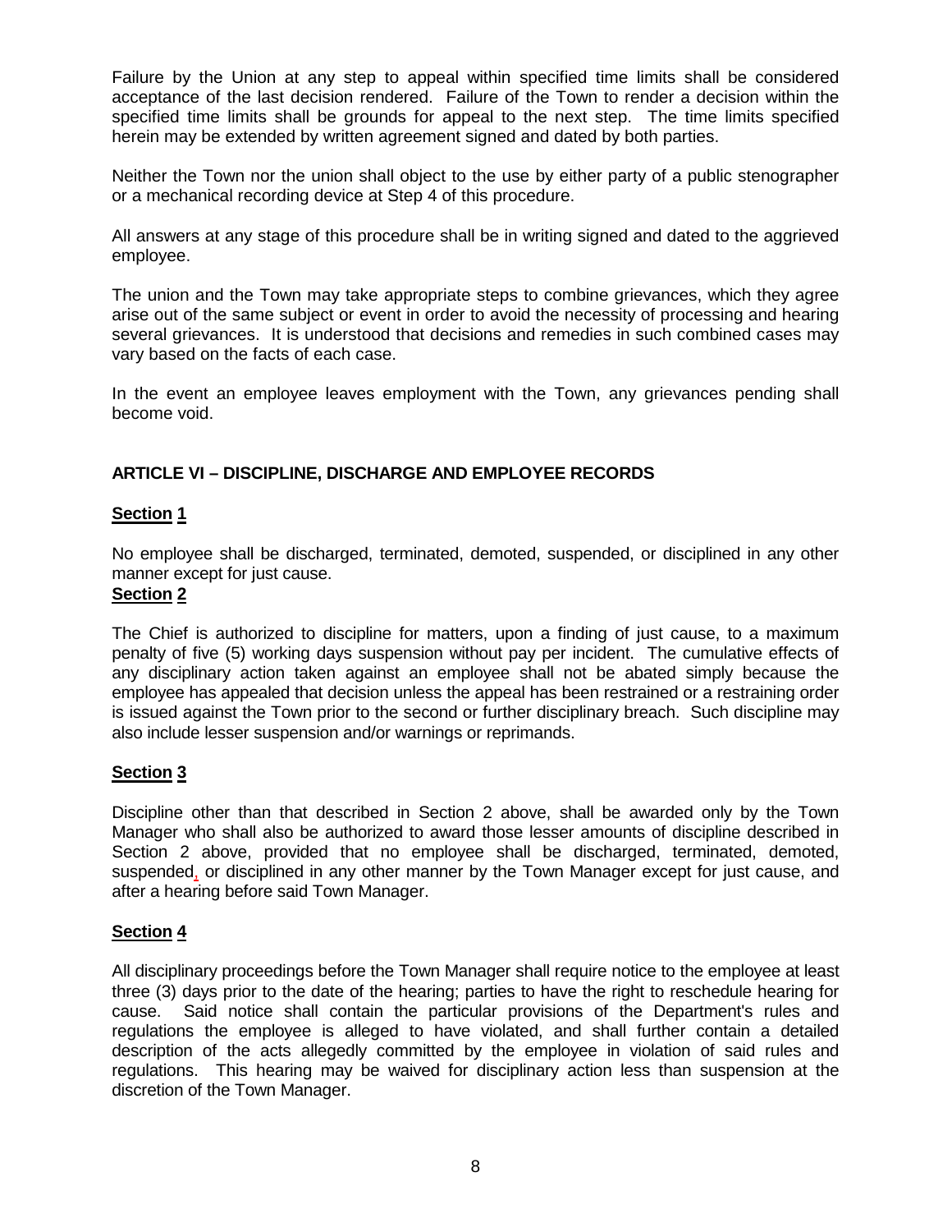Failure by the Union at any step to appeal within specified time limits shall be considered acceptance of the last decision rendered. Failure of the Town to render a decision within the specified time limits shall be grounds for appeal to the next step. The time limits specified herein may be extended by written agreement signed and dated by both parties.

Neither the Town nor the union shall object to the use by either party of a public stenographer or a mechanical recording device at Step 4 of this procedure.

All answers at any stage of this procedure shall be in writing signed and dated to the aggrieved employee.

The union and the Town may take appropriate steps to combine grievances, which they agree arise out of the same subject or event in order to avoid the necessity of processing and hearing several grievances. It is understood that decisions and remedies in such combined cases may vary based on the facts of each case.

In the event an employee leaves employment with the Town, any grievances pending shall become void.

## ARTICLE VI – DISCIPLINE, DISCHARGE AND EMPLOYEE RECORDS

### Section 1

No employee shall be discharged, terminated, demoted, suspended, or disciplined in any other manner except for just cause.

### Section 2

The Chief is authorized to discipline for matters, upon a finding of just cause, to a maximum penalty of five (5) working days suspension without pay per incident. The cumulative effects of any disciplinary action taken against an employee shall not be abated simply because the employee has appealed that decision unless the appeal has been restrained or a restraining order is issued against the Town prior to the second or further disciplinary breach. Such discipline may also include lesser suspension and/or warnings or reprimands.

### Section 3

Discipline other than that described in Section 2 above, shall be awarded only by the Town Manager who shall also be authorized to award those lesser amounts of discipline described in Section 2 above, provided that no employee shall be discharged, terminated, demoted, suspended, or disciplined in any other manner by the Town Manager except for just cause, and after a hearing before said Town Manager.

### Section 4

All disciplinary proceedings before the Town Manager shall require notice to the employee at least three (3) days prior to the date of the hearing; parties to have the right to reschedule hearing for cause. Said notice shall contain the particular provisions of the Department's rules and regulations the employee is alleged to have violated, and shall further contain a detailed description of the acts allegedly committed by the employee in violation of said rules and regulations. This hearing may be waived for disciplinary action less than suspension at the discretion of the Town Manager.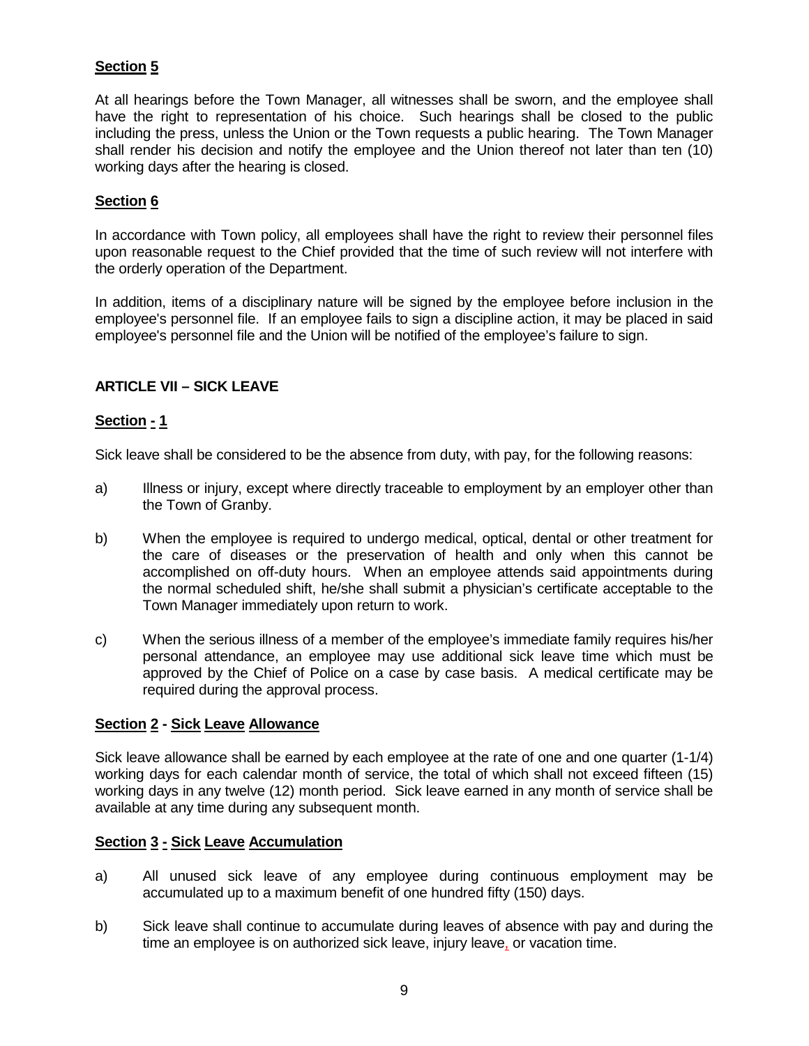## Section 5

At all hearings before the Town Manager, all witnesses shall be sworn, and the employee shall have the right to representation of his choice. Such hearings shall be closed to the public including the press, unless the Union or the Town requests a public hearing. The Town Manager shall render his decision and notify the employee and the Union thereof not later than ten (10) working days after the hearing is closed.

## Section 6

In accordance with Town policy, all employees shall have the right to review their personnel files upon reasonable request to the Chief provided that the time of such review will not interfere with the orderly operation of the Department.

In addition, items of a disciplinary nature will be signed by the employee before inclusion in the employee's personnel file. If an employee fails to sign a discipline action, it may be placed in said employee's personnel file and the Union will be notified of the employee's failure to sign.

# ARTICLE VII – SICK LEAVE

## Section - 1

Sick leave shall be considered to be the absence from duty, with pay, for the following reasons:

a) Illness or injury, except where directly traceable to employment by an employer other than the Town of Granby.

b) When the employee is required to undergo medical, optical, dental or other treatment for the care of diseases or the preservation of health and only when this cannot be accomplished on off-duty hours. When an employee attends said appointments during the normal scheduled shift, he/she shall submit a physician's certificate acceptable to the Town Manager immediately upon return to work.

c) When the serious illness of a member of the employee's immediate family requires his/her personal attendance, an employee may use additional sick leave time which must be approved by the Chief of Police on a case by case basis. A medical certificate may be required during the approval process.

## Section 2 - Sick Leave Allowance

Sick leave allowance shall be earned by each employee at the rate of one and one quarter (1-1/4) working days for each calendar month of service, the total of which shall not exceed fifteen (15) working days in any twelve (12) month period. Sick leave earned in any month of service shall be available at any time during any subsequent month.

## Section 3 - Sick Leave Accumulation

a) All unused sick leave of any employee during continuous employment may be accumulated up to a maximum benefit of one hundred fifty (150) days.

b) Sick leave shall continue to accumulate during leaves of absence with pay and during the time an employee is on authorized sick leave, injury leave, or vacation time.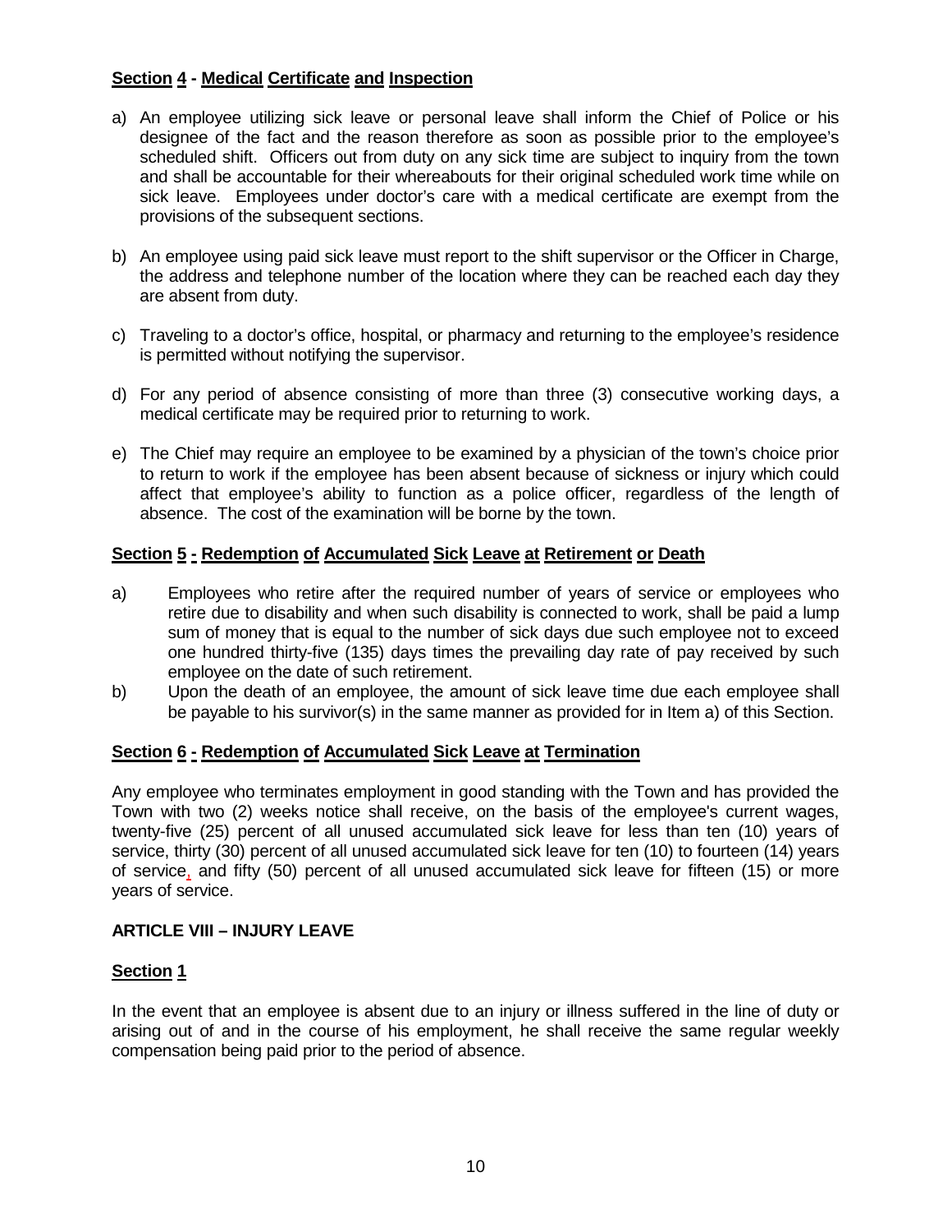### Section 4 - Medical Certificate and Inspection

a) An employee utilizing sick leave or personal leave shall inform the Chief of Police or his designee of the fact and the reason therefore as soon as possible prior to the employee's scheduled shift. Officers out from duty on any sick time are subject to inquiry from the town and shall be accountable for their whereabouts for their original scheduled work time while on sick leave. Employees under doctor's care with a medical certificate are exempt from the provisions of the subsequent sections.

b) An employee using paid sick leave must report to the shift supervisor or the Officer in Charge, the address and telephone number of the location where they can be reached each day they are absent from duty.

c) Traveling to a doctor's office, hospital, or pharmacy and returning to the employee's residence is permitted without notifying the supervisor.

d) For any period of absence consisting of more than three (3) consecutive working days, a medical certificate may be required prior to returning to work.

e) The Chief may require an employee to be examined by a physician of the town's choice prior to return to work if the employee has been absent because of sickness or injury which could affect that employee's ability to function as a police officer, regardless of the length of absence. The cost of the examination will be borne by the town.

### Section 5 - Redemption of Accumulated Sick Leave at Retirement or Death

a) Employees who retire after the required number of years of service or employees who retire due to disability and when such disability is connected to work, shall be paid a lump sum of money that is equal to the number of sick days due such employee not to exceed one hundred thirty-five (135) days times the prevailing day rate of pay received by such employee on the date of such retirement.

b) Upon the death of an employee, the amount of sick leave time due each employee shall be payable to his survivor(s) in the same manner as provided for in Item a) of this Section.

### Section 6 - Redemption of Accumulated Sick Leave at Termination

Any employee who terminates employment in good standing with the Town and has provided the Town with two (2) weeks notice shall receive, on the basis of the employee's current wages, twenty-five (25) percent of all unused accumulated sick leave for less than ten (10) years of service, thirty (30) percent of all unused accumulated sick leave for ten (10) to fourteen (14) years of service, and fifty (50) percent of all unused accumulated sick leave for fifteen (15) or more years of service.

## ARTICLE VIII – INJURY LEAVE

### Section 1

In the event that an employee is absent due to an injury or illness suffered in the line of duty or arising out of and in the course of his employment, he shall receive the same regular weekly compensation being paid prior to the period of absence.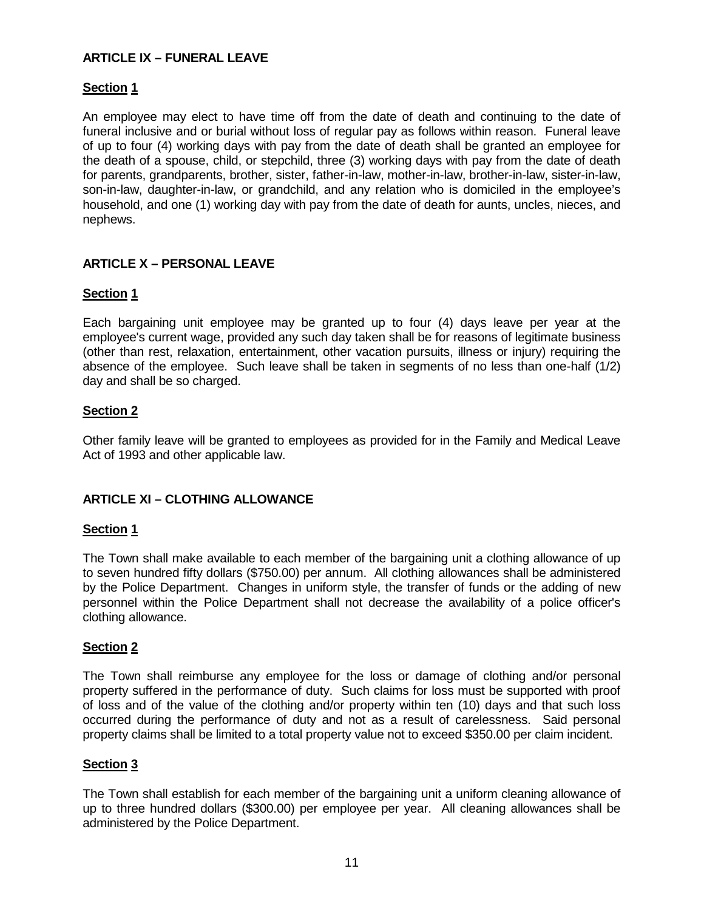## ARTICLE IX – FUNERAL LEAVE

**Section 1**

An employee may elect to have time off from the date of death and continuing to the date of funeral inclusive and or burial without loss of regular pay as follows within reason. Funeral leave of up to four (4) working days with pay from the date of death shall be granted an employee for the death of a spouse, child, or stepchild, three (3) working days with pay from the date of death for parents, grandparents, brother, sister, father-in-law, mother-in-law, brother-in-law, sister-in-law, son-in-law, daughter-in-law, or grandchild, and any relation who is domiciled in the employee's household, and one (1) working day with pay from the date of death for aunts, uncles, nieces, and nephews.

## ARTICLE X – PERSONAL LEAVE

**Section 1**

Each bargaining unit employee may be granted up to four (4) days leave per year at the employee's current wage, provided any such day taken shall be for reasons of legitimate business (other than rest, relaxation, entertainment, other vacation pursuits, illness or injury) requiring the absence of the employee. Such leave shall be taken in segments of no less than one-half (1/2) day and shall be so charged.

**Section 2**

Other family leave will be granted to employees as provided for in the Family and Medical Leave Act of 1993 and other applicable law.

## ARTICLE XI – CLOTHING ALLOWANCE

**Section 1**

The Town shall make available to each member of the bargaining unit a clothing allowance of up to seven hundred fifty dollars ($750.00) per annum. All clothing allowances shall be administered by the Police Department. Changes in uniform style, the transfer of funds or the adding of new personnel within the Police Department shall not decrease the availability of a police officer's clothing allowance.

**Section 2**

The Town shall reimburse any employee for the loss or damage of clothing and/or personal property suffered in the performance of duty. Such claims for loss must be supported with proof of loss and of the value of the clothing and/or property within ten (10) days and that such loss occurred during the performance of duty and not as a result of carelessness. Said personal property claims shall be limited to a total property value not to exceed $350.00 per claim incident.

**Section 3**

The Town shall establish for each member of the bargaining unit a uniform cleaning allowance of up to three hundred dollars ($300.00) per employee per year. All cleaning allowances shall be administered by the Police Department.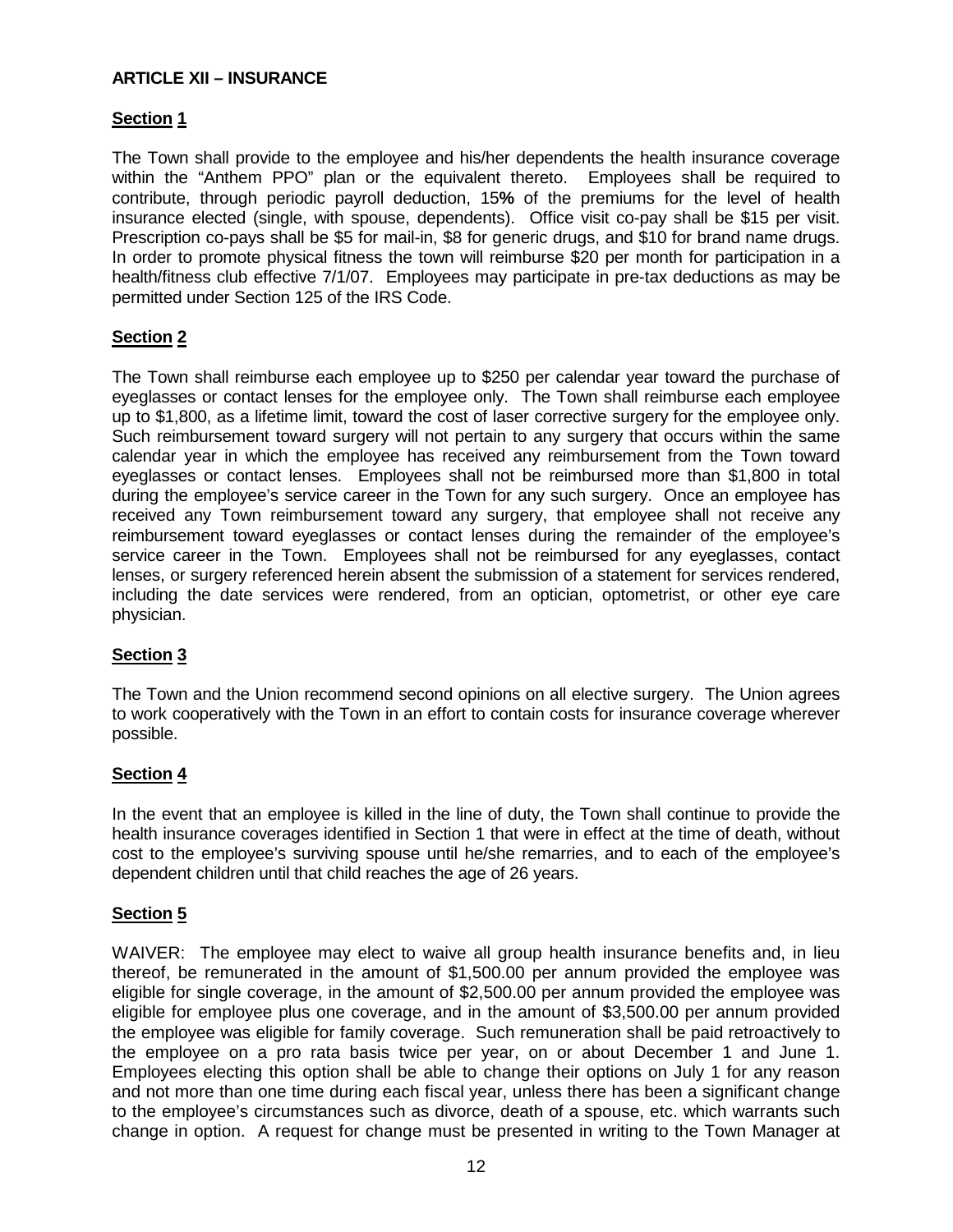**ARTICLE XII – INSURANCE**

**Section 1**

The Town shall provide to the employee and his/her dependents the health insurance coverage within the "Anthem PPO" plan or the equivalent thereto. Employees shall be required to contribute, through periodic payroll deduction, 15**%** of the premiums for the level of health insurance elected (single, with spouse, dependents). Office visit co-pay shall be $15 per visit. Prescription co-pays shall be $5 for mail-in, $8 for generic drugs, and $10 for brand name drugs. In order to promote physical fitness the town will reimburse $20 per month for participation in a health/fitness club effective 7/1/07. Employees may participate in pre-tax deductions as may be permitted under Section 125 of the IRS Code.

**Section 2**

The Town shall reimburse each employee up to $250 per calendar year toward the purchase of eyeglasses or contact lenses for the employee only. The Town shall reimburse each employee up to $1,800, as a lifetime limit, toward the cost of laser corrective surgery for the employee only. Such reimbursement toward surgery will not pertain to any surgery that occurs within the same calendar year in which the employee has received any reimbursement from the Town toward eyeglasses or contact lenses. Employees shall not be reimbursed more than $1,800 in total during the employee's service career in the Town for any such surgery. Once an employee has received any Town reimbursement toward any surgery, that employee shall not receive any reimbursement toward eyeglasses or contact lenses during the remainder of the employee's service career in the Town. Employees shall not be reimbursed for any eyeglasses, contact lenses, or surgery referenced herein absent the submission of a statement for services rendered, including the date services were rendered, from an optician, optometrist, or other eye care physician.

**Section 3**

The Town and the Union recommend second opinions on all elective surgery. The Union agrees to work cooperatively with the Town in an effort to contain costs for insurance coverage wherever possible.

**Section 4**

In the event that an employee is killed in the line of duty, the Town shall continue to provide the health insurance coverages identified in Section 1 that were in effect at the time of death, without cost to the employee's surviving spouse until he/she remarries, and to each of the employee's dependent children until that child reaches the age of 26 years.

**Section 5**

WAIVER: The employee may elect to waive all group health insurance benefits and, in lieu thereof, be remunerated in the amount of $1,500.00 per annum provided the employee was eligible for single coverage, in the amount of $2,500.00 per annum provided the employee was eligible for employee plus one coverage, and in the amount of $3,500.00 per annum provided the employee was eligible for family coverage. Such remuneration shall be paid retroactively to the employee on a pro rata basis twice per year, on or about December 1 and June 1. Employees electing this option shall be able to change their options on July 1 for any reason and not more than one time during each fiscal year, unless there has been a significant change to the employee's circumstances such as divorce, death of a spouse, etc. which warrants such change in option. A request for change must be presented in writing to the Town Manager at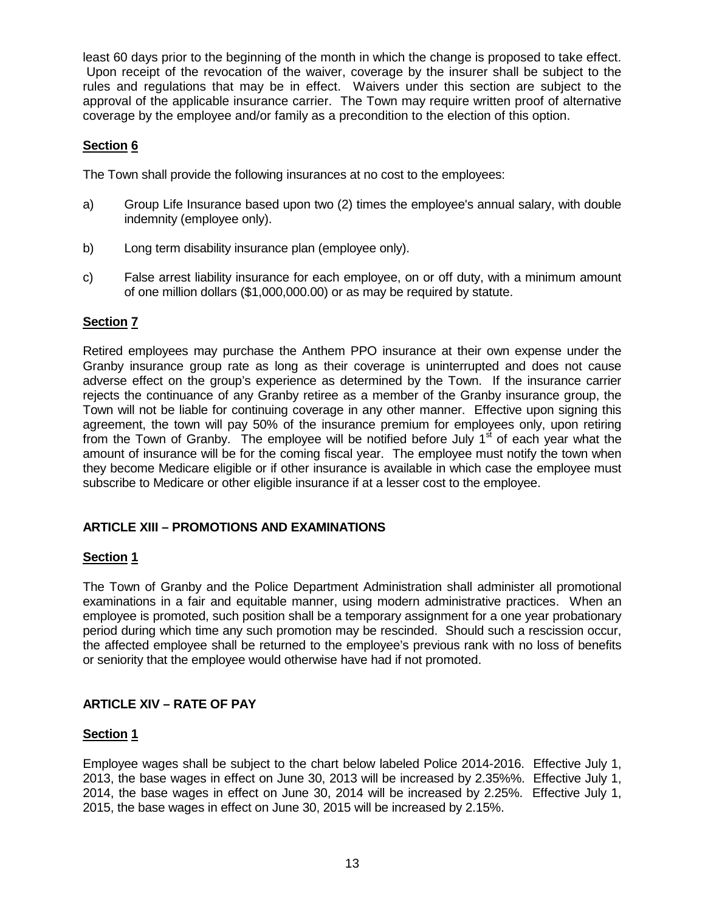least 60 days prior to the beginning of the month in which the change is proposed to take effect. Upon receipt of the revocation of the waiver, coverage by the insurer shall be subject to the rules and regulations that may be in effect. Waivers under this section are subject to the approval of the applicable insurance carrier. The Town may require written proof of alternative coverage by the employee and/or family as a precondition to the election of this option.

**Section 6**

The Town shall provide the following insurances at no cost to the employees:

a) Group Life Insurance based upon two (2) times the employee's annual salary, with double indemnity (employee only).

b) Long term disability insurance plan (employee only).

c) False arrest liability insurance for each employee, on or off duty, with a minimum amount of one million dollars ($1,000,000.00) or as may be required by statute.

**Section 7**

Retired employees may purchase the Anthem PPO insurance at their own expense under the Granby insurance group rate as long as their coverage is uninterrupted and does not cause adverse effect on the group's experience as determined by the Town. If the insurance carrier rejects the continuance of any Granby retiree as a member of the Granby insurance group, the Town will not be liable for continuing coverage in any other manner. Effective upon signing this agreement, the town will pay 50% of the insurance premium for employees only, upon retiring from the Town of Granby. The employee will be notified before July 1st of each year what the amount of insurance will be for the coming fiscal year. The employee must notify the town when they become Medicare eligible or if other insurance is available in which case the employee must subscribe to Medicare or other eligible insurance if at a lesser cost to the employee.

## ARTICLE XIII – PROMOTIONS AND EXAMINATIONS

**Section 1**

The Town of Granby and the Police Department Administration shall administer all promotional examinations in a fair and equitable manner, using modern administrative practices. When an employee is promoted, such position shall be a temporary assignment for a one year probationary period during which time any such promotion may be rescinded. Should such a rescission occur, the affected employee shall be returned to the employee's previous rank with no loss of benefits or seniority that the employee would otherwise have had if not promoted.

## ARTICLE XIV – RATE OF PAY

**Section 1**

Employee wages shall be subject to the chart below labeled Police 2014-2016. Effective July 1, 2013, the base wages in effect on June 30, 2013 will be increased by 2.35%%. Effective July 1, 2014, the base wages in effect on June 30, 2014 will be increased by 2.25%. Effective July 1, 2015, the base wages in effect on June 30, 2015 will be increased by 2.15%.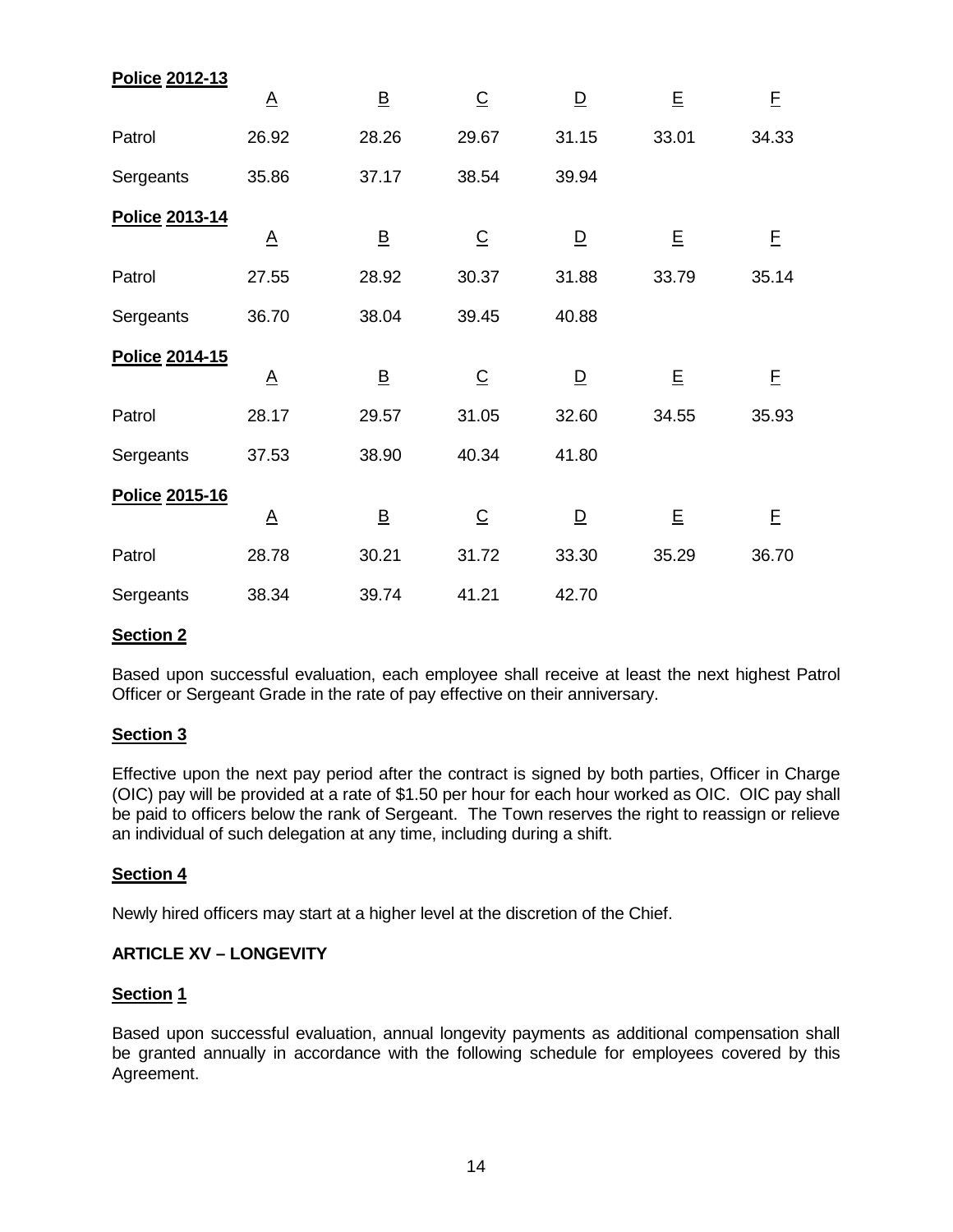**Police 2012-13**

| | A | B | C | D | E | F |
|---|---|---|---|---|---|---|
| Patrol | 26.92 | 28.26 | 29.67 | 31.15 | 33.01 | 34.33 |
| Sergeants | 35.86 | 37.17 | 38.54 | 39.94 | | |

**Police 2013-14**

| | A | B | C | D | E | F |
|---|---|---|---|---|---|---|
| Patrol | 27.55 | 28.92 | 30.37 | 31.88 | 33.79 | 35.14 |
| Sergeants | 36.70 | 38.04 | 39.45 | 40.88 | | |

**Police 2014-15**

| | A | B | C | D | E | F |
|---|---|---|---|---|---|---|
| Patrol | 28.17 | 29.57 | 31.05 | 32.60 | 34.55 | 35.93 |
| Sergeants | 37.53 | 38.90 | 40.34 | 41.80 | | |

**Police 2015-16**

| | A | B | C | D | E | F |
|---|---|---|---|---|---|---|
| Patrol | 28.78 | 30.21 | 31.72 | 33.30 | 35.29 | 36.70 |
| Sergeants | 38.34 | 39.74 | 41.21 | 42.70 | | |

**Section 2**

Based upon successful evaluation, each employee shall receive at least the next highest Patrol Officer or Sergeant Grade in the rate of pay effective on their anniversary.

**Section 3**

Effective upon the next pay period after the contract is signed by both parties, Officer in Charge (OIC) pay will be provided at a rate of $1.50 per hour for each hour worked as OIC. OIC pay shall be paid to officers below the rank of Sergeant. The Town reserves the right to reassign or relieve an individual of such delegation at any time, including during a shift.

**Section 4**

Newly hired officers may start at a higher level at the discretion of the Chief.

**ARTICLE XV – LONGEVITY**

**Section 1**

Based upon successful evaluation, annual longevity payments as additional compensation shall be granted annually in accordance with the following schedule for employees covered by this Agreement.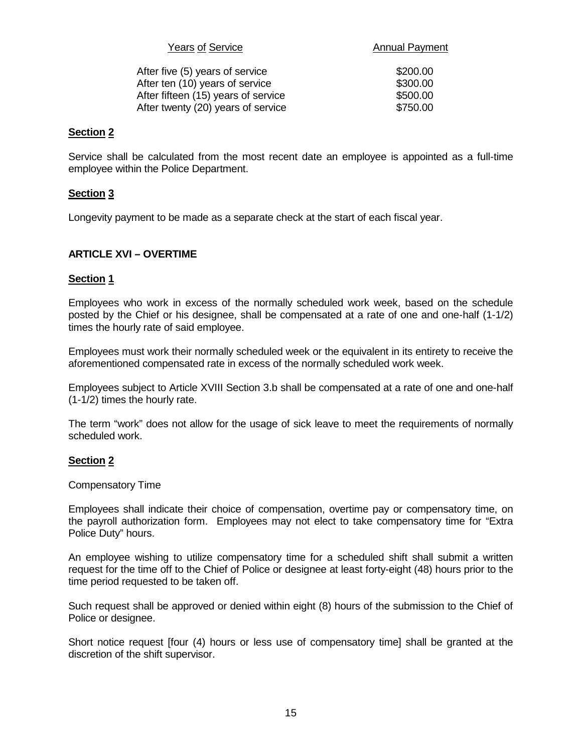| Years of Service | Annual Payment |
| --- | --- |
| After five (5) years of service | $200.00 |
| After ten (10) years of service | $300.00 |
| After fifteen (15) years of service | $500.00 |
| After twenty (20) years of service | $750.00 |

**Section 2**

Service shall be calculated from the most recent date an employee is appointed as a full-time employee within the Police Department.

**Section 3**

Longevity payment to be made as a separate check at the start of each fiscal year.

**ARTICLE XVI – OVERTIME**

**Section 1**

Employees who work in excess of the normally scheduled work week, based on the schedule posted by the Chief or his designee, shall be compensated at a rate of one and one-half (1-1/2) times the hourly rate of said employee.

Employees must work their normally scheduled week or the equivalent in its entirety to receive the aforementioned compensated rate in excess of the normally scheduled work week.

Employees subject to Article XVIII Section 3.b shall be compensated at a rate of one and one-half (1-1/2) times the hourly rate.

The term "work" does not allow for the usage of sick leave to meet the requirements of normally scheduled work.

**Section 2**

Compensatory Time

Employees shall indicate their choice of compensation, overtime pay or compensatory time, on the payroll authorization form. Employees may not elect to take compensatory time for "Extra Police Duty" hours.

An employee wishing to utilize compensatory time for a scheduled shift shall submit a written request for the time off to the Chief of Police or designee at least forty-eight (48) hours prior to the time period requested to be taken off.

Such request shall be approved or denied within eight (8) hours of the submission to the Chief of Police or designee.

Short notice request [four (4) hours or less use of compensatory time] shall be granted at the discretion of the shift supervisor.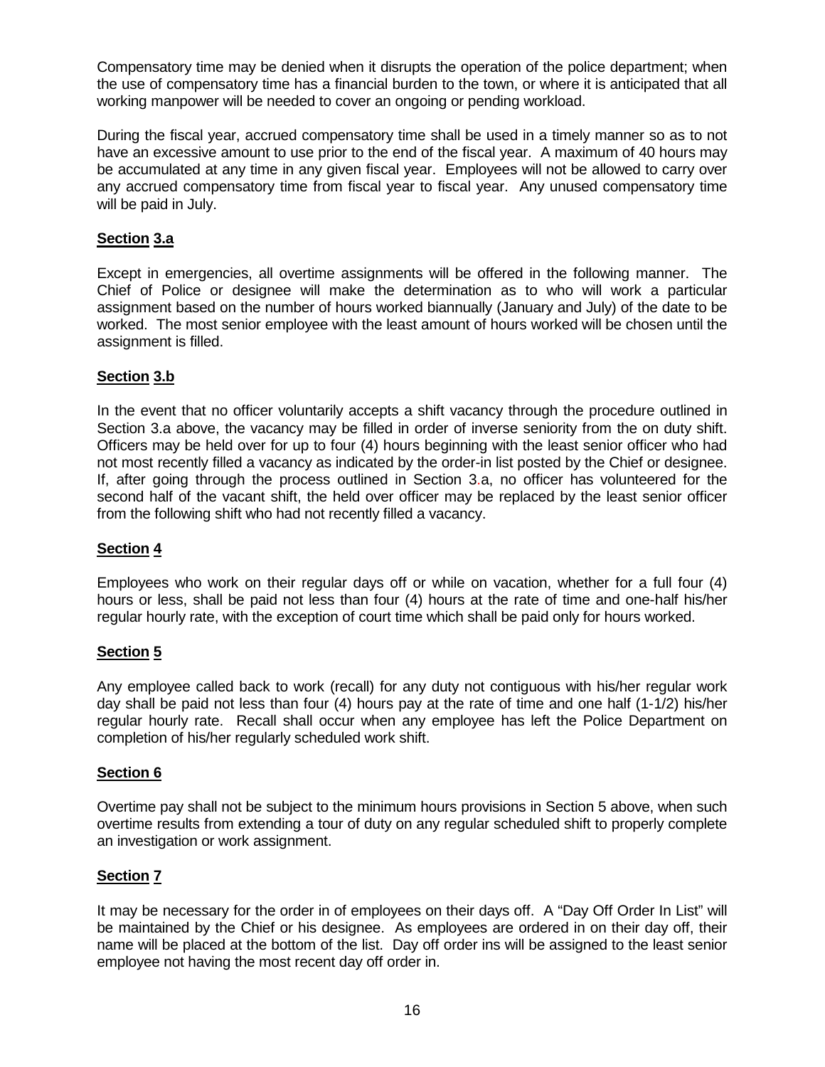Compensatory time may be denied when it disrupts the operation of the police department; when the use of compensatory time has a financial burden to the town, or where it is anticipated that all working manpower will be needed to cover an ongoing or pending workload.

During the fiscal year, accrued compensatory time shall be used in a timely manner so as to not have an excessive amount to use prior to the end of the fiscal year. A maximum of 40 hours may be accumulated at any time in any given fiscal year. Employees will not be allowed to carry over any accrued compensatory time from fiscal year to fiscal year. Any unused compensatory time will be paid in July.

**Section 3.a**

Except in emergencies, all overtime assignments will be offered in the following manner. The Chief of Police or designee will make the determination as to who will work a particular assignment based on the number of hours worked biannually (January and July) of the date to be worked. The most senior employee with the least amount of hours worked will be chosen until the assignment is filled.

**Section 3.b**

In the event that no officer voluntarily accepts a shift vacancy through the procedure outlined in Section 3.a above, the vacancy may be filled in order of inverse seniority from the on duty shift. Officers may be held over for up to four (4) hours beginning with the least senior officer who had not most recently filled a vacancy as indicated by the order-in list posted by the Chief or designee. If, after going through the process outlined in Section 3.a, no officer has volunteered for the second half of the vacant shift, the held over officer may be replaced by the least senior officer from the following shift who had not recently filled a vacancy.

**Section 4**

Employees who work on their regular days off or while on vacation, whether for a full four (4) hours or less, shall be paid not less than four (4) hours at the rate of time and one-half his/her regular hourly rate, with the exception of court time which shall be paid only for hours worked.

**Section 5**

Any employee called back to work (recall) for any duty not contiguous with his/her regular work day shall be paid not less than four (4) hours pay at the rate of time and one half (1-1/2) his/her regular hourly rate. Recall shall occur when any employee has left the Police Department on completion of his/her regularly scheduled work shift.

**Section 6**

Overtime pay shall not be subject to the minimum hours provisions in Section 5 above, when such overtime results from extending a tour of duty on any regular scheduled shift to properly complete an investigation or work assignment.

**Section 7**

It may be necessary for the order in of employees on their days off. A "Day Off Order In List" will be maintained by the Chief or his designee. As employees are ordered in on their day off, their name will be placed at the bottom of the list. Day off order ins will be assigned to the least senior employee not having the most recent day off order in.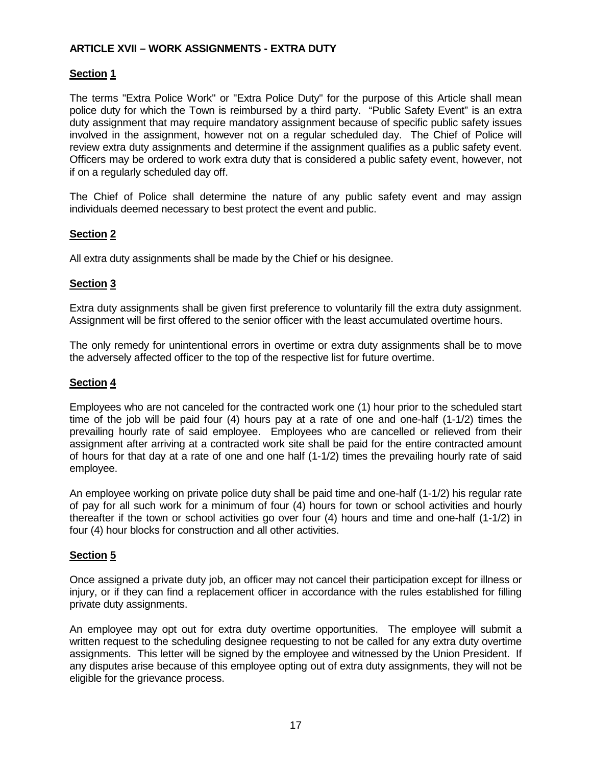## ARTICLE XVII – WORK ASSIGNMENTS - EXTRA DUTY

**Section 1**

The terms "Extra Police Work" or "Extra Police Duty" for the purpose of this Article shall mean police duty for which the Town is reimbursed by a third party. "Public Safety Event" is an extra duty assignment that may require mandatory assignment because of specific public safety issues involved in the assignment, however not on a regular scheduled day. The Chief of Police will review extra duty assignments and determine if the assignment qualifies as a public safety event. Officers may be ordered to work extra duty that is considered a public safety event, however, not if on a regularly scheduled day off.

The Chief of Police shall determine the nature of any public safety event and may assign individuals deemed necessary to best protect the event and public.

**Section 2**

All extra duty assignments shall be made by the Chief or his designee.

**Section 3**

Extra duty assignments shall be given first preference to voluntarily fill the extra duty assignment. Assignment will be first offered to the senior officer with the least accumulated overtime hours.

The only remedy for unintentional errors in overtime or extra duty assignments shall be to move the adversely affected officer to the top of the respective list for future overtime.

**Section 4**

Employees who are not canceled for the contracted work one (1) hour prior to the scheduled start time of the job will be paid four (4) hours pay at a rate of one and one-half (1-1/2) times the prevailing hourly rate of said employee. Employees who are cancelled or relieved from their assignment after arriving at a contracted work site shall be paid for the entire contracted amount of hours for that day at a rate of one and one half (1-1/2) times the prevailing hourly rate of said employee.

An employee working on private police duty shall be paid time and one-half (1-1/2) his regular rate of pay for all such work for a minimum of four (4) hours for town or school activities and hourly thereafter if the town or school activities go over four (4) hours and time and one-half (1-1/2) in four (4) hour blocks for construction and all other activities.

**Section 5**

Once assigned a private duty job, an officer may not cancel their participation except for illness or injury, or if they can find a replacement officer in accordance with the rules established for filling private duty assignments.

An employee may opt out for extra duty overtime opportunities. The employee will submit a written request to the scheduling designee requesting to not be called for any extra duty overtime assignments. This letter will be signed by the employee and witnessed by the Union President. If any disputes arise because of this employee opting out of extra duty assignments, they will not be eligible for the grievance process.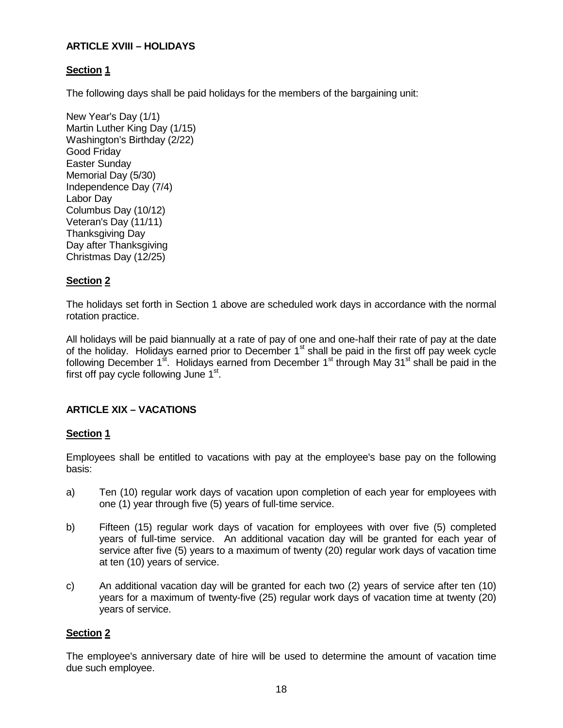## ARTICLE XVIII – HOLIDAYS

### Section 1

The following days shall be paid holidays for the members of the bargaining unit:

New Year's Day (1/1)
Martin Luther King Day (1/15)
Washington's Birthday (2/22)
Good Friday
Easter Sunday
Memorial Day (5/30)
Independence Day (7/4)
Labor Day
Columbus Day (10/12)
Veteran's Day (11/11)
Thanksgiving Day
Day after Thanksgiving
Christmas Day (12/25)

### Section 2

The holidays set forth in Section 1 above are scheduled work days in accordance with the normal rotation practice.

All holidays will be paid biannually at a rate of pay of one and one-half their rate of pay at the date of the holiday. Holidays earned prior to December 1st shall be paid in the first off pay week cycle following December 1st. Holidays earned from December 1st through May 31st shall be paid in the first off pay cycle following June 1st.

## ARTICLE XIX – VACATIONS

### Section 1

Employees shall be entitled to vacations with pay at the employee's base pay on the following basis:

a) Ten (10) regular work days of vacation upon completion of each year for employees with one (1) year through five (5) years of full-time service.

b) Fifteen (15) regular work days of vacation for employees with over five (5) completed years of full-time service. An additional vacation day will be granted for each year of service after five (5) years to a maximum of twenty (20) regular work days of vacation time at ten (10) years of service.

c) An additional vacation day will be granted for each two (2) years of service after ten (10) years for a maximum of twenty-five (25) regular work days of vacation time at twenty (20) years of service.

### Section 2

The employee's anniversary date of hire will be used to determine the amount of vacation time due such employee.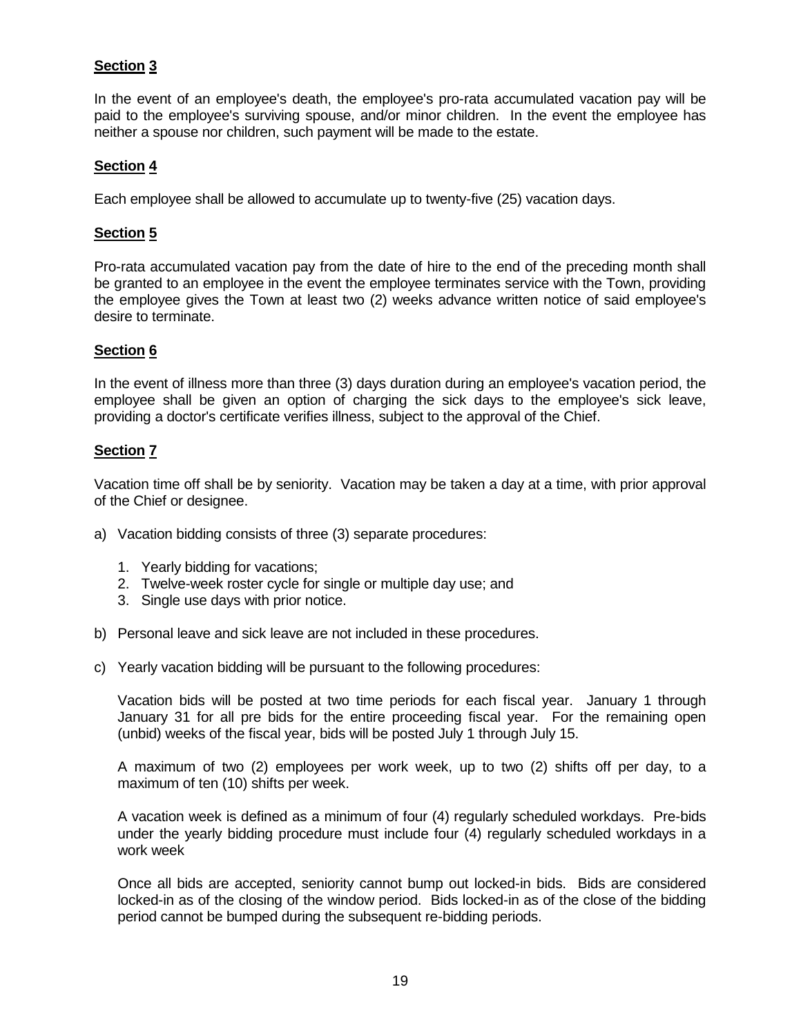**Section 3**

In the event of an employee's death, the employee's pro-rata accumulated vacation pay will be paid to the employee's surviving spouse, and/or minor children. In the event the employee has neither a spouse nor children, such payment will be made to the estate.

**Section 4**

Each employee shall be allowed to accumulate up to twenty-five (25) vacation days.

**Section 5**

Pro-rata accumulated vacation pay from the date of hire to the end of the preceding month shall be granted to an employee in the event the employee terminates service with the Town, providing the employee gives the Town at least two (2) weeks advance written notice of said employee's desire to terminate.

**Section 6**

In the event of illness more than three (3) days duration during an employee's vacation period, the employee shall be given an option of charging the sick days to the employee's sick leave, providing a doctor's certificate verifies illness, subject to the approval of the Chief.

**Section 7**

Vacation time off shall be by seniority. Vacation may be taken a day at a time, with prior approval of the Chief or designee.

a) Vacation bidding consists of three (3) separate procedures:

   1. Yearly bidding for vacations;
   2. Twelve-week roster cycle for single or multiple day use; and
   3. Single use days with prior notice.

b) Personal leave and sick leave are not included in these procedures.

c) Yearly vacation bidding will be pursuant to the following procedures:

   Vacation bids will be posted at two time periods for each fiscal year. January 1 through January 31 for all pre bids for the entire proceeding fiscal year. For the remaining open (unbid) weeks of the fiscal year, bids will be posted July 1 through July 15.

   A maximum of two (2) employees per work week, up to two (2) shifts off per day, to a maximum of ten (10) shifts per week.

   A vacation week is defined as a minimum of four (4) regularly scheduled workdays. Pre-bids under the yearly bidding procedure must include four (4) regularly scheduled workdays in a work week

   Once all bids are accepted, seniority cannot bump out locked-in bids. Bids are considered locked-in as of the closing of the window period. Bids locked-in as of the close of the bidding period cannot be bumped during the subsequent re-bidding periods.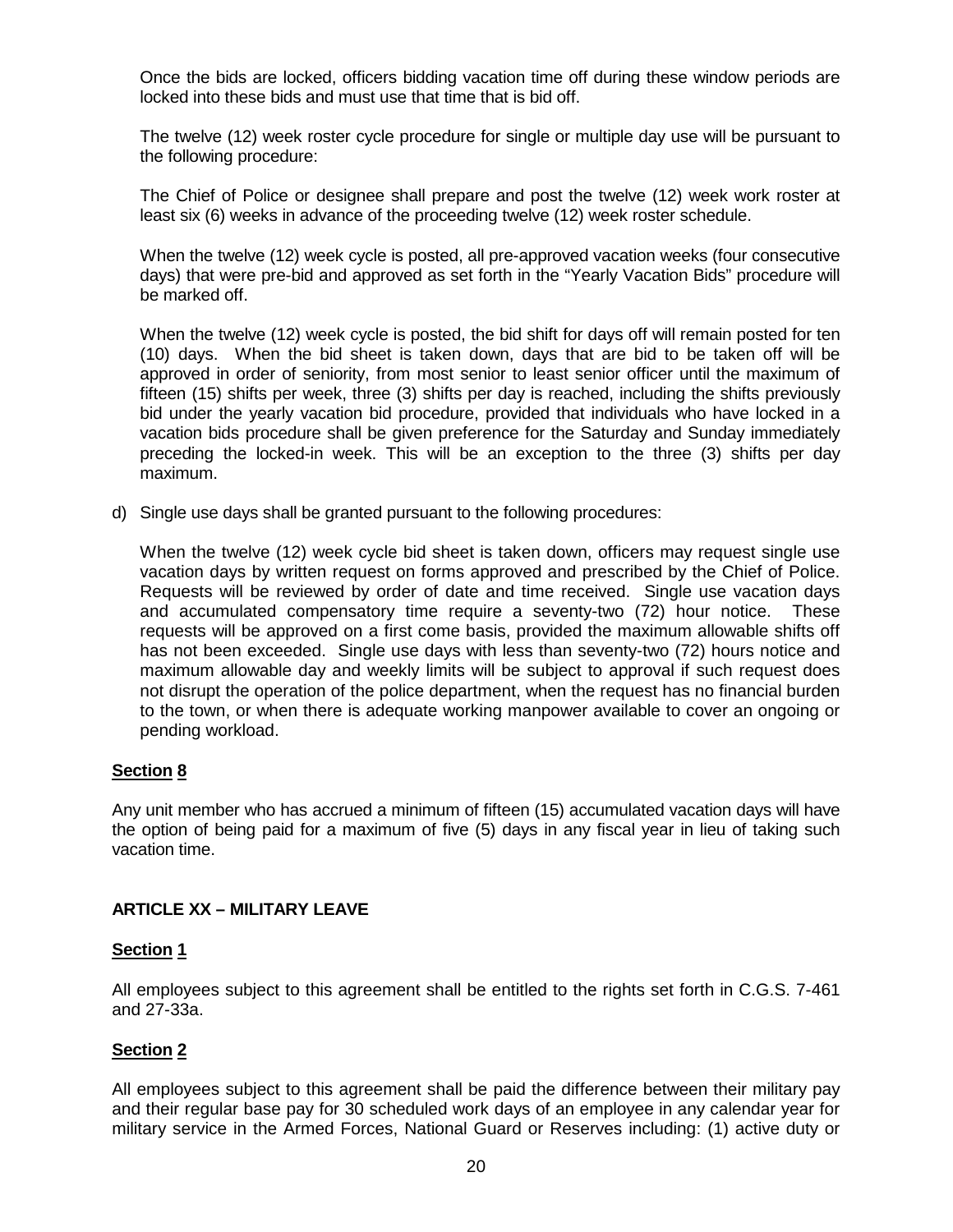Once the bids are locked, officers bidding vacation time off during these window periods are locked into these bids and must use that time that is bid off.

The twelve (12) week roster cycle procedure for single or multiple day use will be pursuant to the following procedure:

The Chief of Police or designee shall prepare and post the twelve (12) week work roster at least six (6) weeks in advance of the proceeding twelve (12) week roster schedule.

When the twelve (12) week cycle is posted, all pre-approved vacation weeks (four consecutive days) that were pre-bid and approved as set forth in the "Yearly Vacation Bids" procedure will be marked off.

When the twelve (12) week cycle is posted, the bid shift for days off will remain posted for ten (10) days. When the bid sheet is taken down, days that are bid to be taken off will be approved in order of seniority, from most senior to least senior officer until the maximum of fifteen (15) shifts per week, three (3) shifts per day is reached, including the shifts previously bid under the yearly vacation bid procedure, provided that individuals who have locked in a vacation bids procedure shall be given preference for the Saturday and Sunday immediately preceding the locked-in week. This will be an exception to the three (3) shifts per day maximum.

d) Single use days shall be granted pursuant to the following procedures:

When the twelve (12) week cycle bid sheet is taken down, officers may request single use vacation days by written request on forms approved and prescribed by the Chief of Police. Requests will be reviewed by order of date and time received. Single use vacation days and accumulated compensatory time require a seventy-two (72) hour notice. These requests will be approved on a first come basis, provided the maximum allowable shifts off has not been exceeded. Single use days with less than seventy-two (72) hours notice and maximum allowable day and weekly limits will be subject to approval if such request does not disrupt the operation of the police department, when the request has no financial burden to the town, or when there is adequate working manpower available to cover an ongoing or pending workload.

**Section 8**

Any unit member who has accrued a minimum of fifteen (15) accumulated vacation days will have the option of being paid for a maximum of five (5) days in any fiscal year in lieu of taking such vacation time.

## ARTICLE XX – MILITARY LEAVE

**Section 1**

All employees subject to this agreement shall be entitled to the rights set forth in C.G.S. 7-461 and 27-33a.

**Section 2**

All employees subject to this agreement shall be paid the difference between their military pay and their regular base pay for 30 scheduled work days of an employee in any calendar year for military service in the Armed Forces, National Guard or Reserves including: (1) active duty or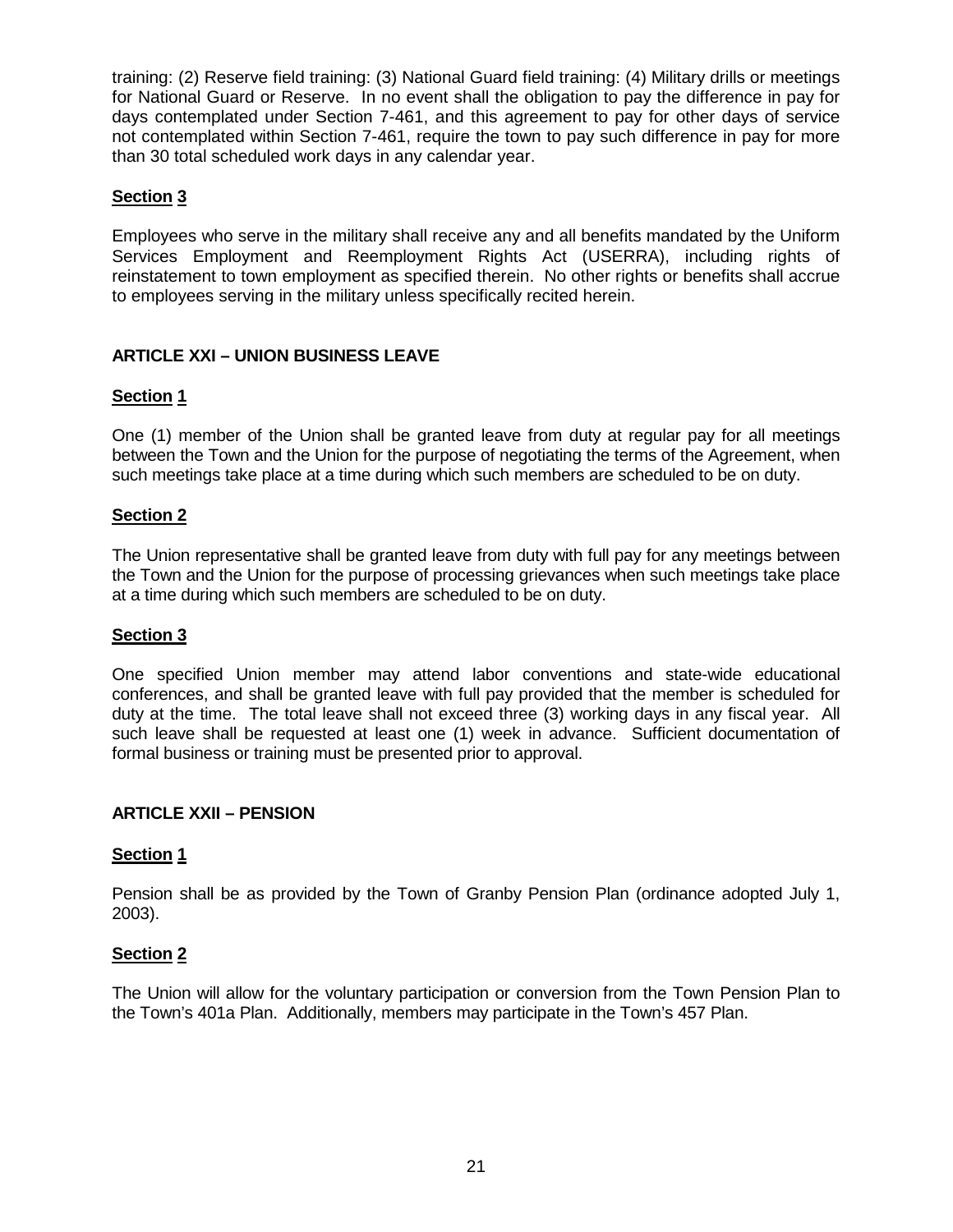training: (2) Reserve field training: (3) National Guard field training: (4) Military drills or meetings for National Guard or Reserve. In no event shall the obligation to pay the difference in pay for days contemplated under Section 7-461, and this agreement to pay for other days of service not contemplated within Section 7-461, require the town to pay such difference in pay for more than 30 total scheduled work days in any calendar year.

**Section 3**

Employees who serve in the military shall receive any and all benefits mandated by the Uniform Services Employment and Reemployment Rights Act (USERRA), including rights of reinstatement to town employment as specified therein. No other rights or benefits shall accrue to employees serving in the military unless specifically recited herein.

## ARTICLE XXI – UNION BUSINESS LEAVE

**Section 1**

One (1) member of the Union shall be granted leave from duty at regular pay for all meetings between the Town and the Union for the purpose of negotiating the terms of the Agreement, when such meetings take place at a time during which such members are scheduled to be on duty.

**Section 2**

The Union representative shall be granted leave from duty with full pay for any meetings between the Town and the Union for the purpose of processing grievances when such meetings take place at a time during which such members are scheduled to be on duty.

**Section 3**

One specified Union member may attend labor conventions and state-wide educational conferences, and shall be granted leave with full pay provided that the member is scheduled for duty at the time. The total leave shall not exceed three (3) working days in any fiscal year. All such leave shall be requested at least one (1) week in advance. Sufficient documentation of formal business or training must be presented prior to approval.

## ARTICLE XXII – PENSION

**Section 1**

Pension shall be as provided by the Town of Granby Pension Plan (ordinance adopted July 1, 2003).

**Section 2**

The Union will allow for the voluntary participation or conversion from the Town Pension Plan to the Town's 401a Plan. Additionally, members may participate in the Town's 457 Plan.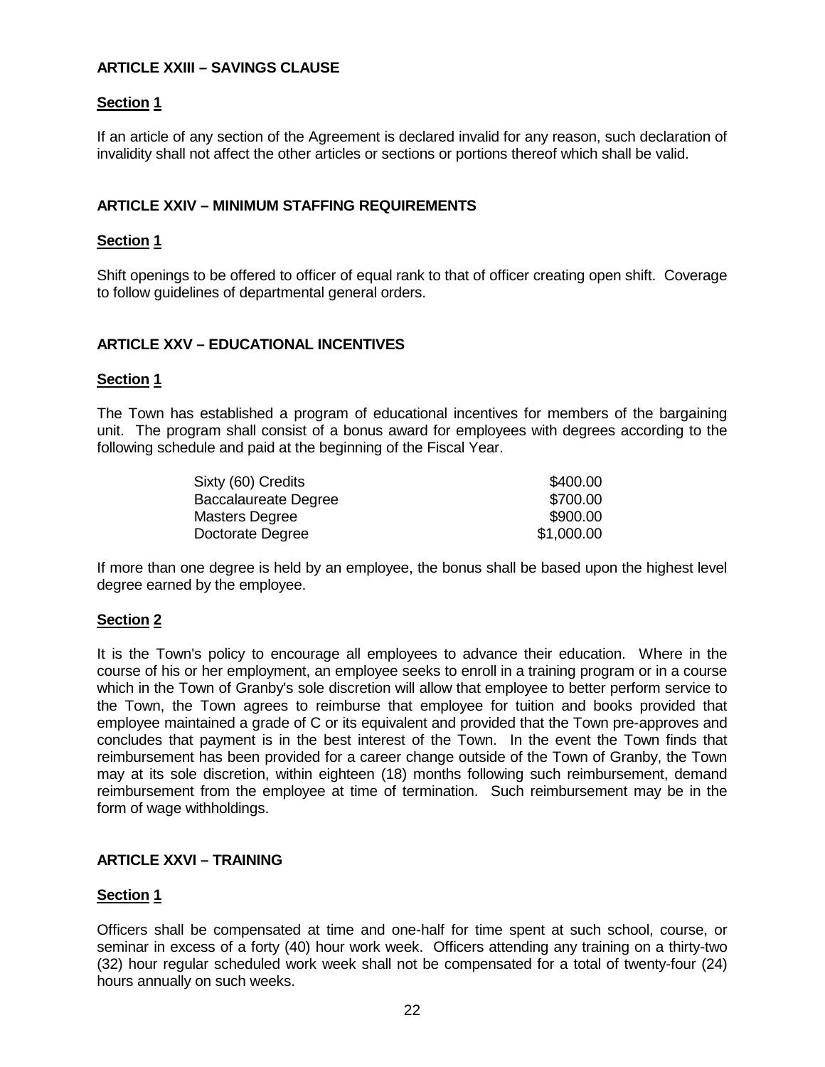## ARTICLE XXIII – SAVINGS CLAUSE

**Section 1**

If an article of any section of the Agreement is declared invalid for any reason, such declaration of invalidity shall not affect the other articles or sections or portions thereof which shall be valid.

## ARTICLE XXIV – MINIMUM STAFFING REQUIREMENTS

**Section 1**

Shift openings to be offered to officer of equal rank to that of officer creating open shift. Coverage to follow guidelines of departmental general orders.

## ARTICLE XXV – EDUCATIONAL INCENTIVES

**Section 1**

The Town has established a program of educational incentives for members of the bargaining unit. The program shall consist of a bonus award for employees with degrees according to the following schedule and paid at the beginning of the Fiscal Year.

| | |
|---|---|
| Sixty (60) Credits | $400.00 |
| Baccalaureate Degree | $700.00 |
| Masters Degree | $900.00 |
| Doctorate Degree | $1,000.00 |

If more than one degree is held by an employee, the bonus shall be based upon the highest level degree earned by the employee.

**Section 2**

It is the Town's policy to encourage all employees to advance their education. Where in the course of his or her employment, an employee seeks to enroll in a training program or in a course which in the Town of Granby's sole discretion will allow that employee to better perform service to the Town, the Town agrees to reimburse that employee for tuition and books provided that employee maintained a grade of C or its equivalent and provided that the Town pre-approves and concludes that payment is in the best interest of the Town. In the event the Town finds that reimbursement has been provided for a career change outside of the Town of Granby, the Town may at its sole discretion, within eighteen (18) months following such reimbursement, demand reimbursement from the employee at time of termination. Such reimbursement may be in the form of wage withholdings.

## ARTICLE XXVI – TRAINING

**Section 1**

Officers shall be compensated at time and one-half for time spent at such school, course, or seminar in excess of a forty (40) hour work week. Officers attending any training on a thirty-two (32) hour regular scheduled work week shall not be compensated for a total of twenty-four (24) hours annually on such weeks.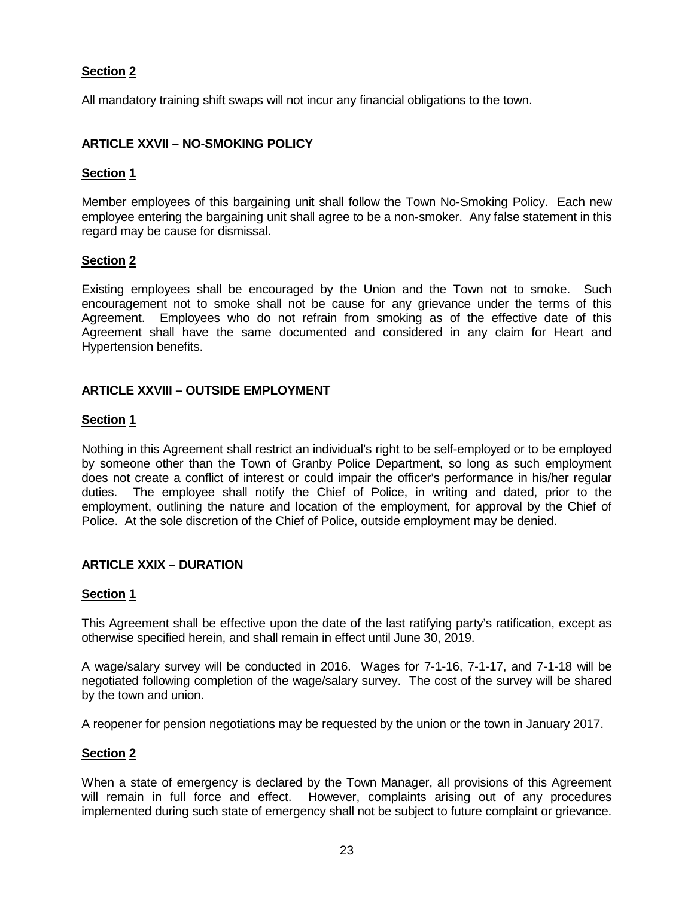**Section 2**

All mandatory training shift swaps will not incur any financial obligations to the town.

## ARTICLE XXVII – NO-SMOKING POLICY

**Section 1**

Member employees of this bargaining unit shall follow the Town No-Smoking Policy. Each new employee entering the bargaining unit shall agree to be a non-smoker. Any false statement in this regard may be cause for dismissal.

**Section 2**

Existing employees shall be encouraged by the Union and the Town not to smoke. Such encouragement not to smoke shall not be cause for any grievance under the terms of this Agreement. Employees who do not refrain from smoking as of the effective date of this Agreement shall have the same documented and considered in any claim for Heart and Hypertension benefits.

## ARTICLE XXVIII – OUTSIDE EMPLOYMENT

**Section 1**

Nothing in this Agreement shall restrict an individual's right to be self-employed or to be employed by someone other than the Town of Granby Police Department, so long as such employment does not create a conflict of interest or could impair the officer's performance in his/her regular duties. The employee shall notify the Chief of Police, in writing and dated, prior to the employment, outlining the nature and location of the employment, for approval by the Chief of Police. At the sole discretion of the Chief of Police, outside employment may be denied.

## ARTICLE XXIX – DURATION

**Section 1**

This Agreement shall be effective upon the date of the last ratifying party's ratification, except as otherwise specified herein, and shall remain in effect until June 30, 2019.

A wage/salary survey will be conducted in 2016. Wages for 7-1-16, 7-1-17, and 7-1-18 will be negotiated following completion of the wage/salary survey. The cost of the survey will be shared by the town and union.

A reopener for pension negotiations may be requested by the union or the town in January 2017.

**Section 2**

When a state of emergency is declared by the Town Manager, all provisions of this Agreement will remain in full force and effect. However, complaints arising out of any procedures implemented during such state of emergency shall not be subject to future complaint or grievance.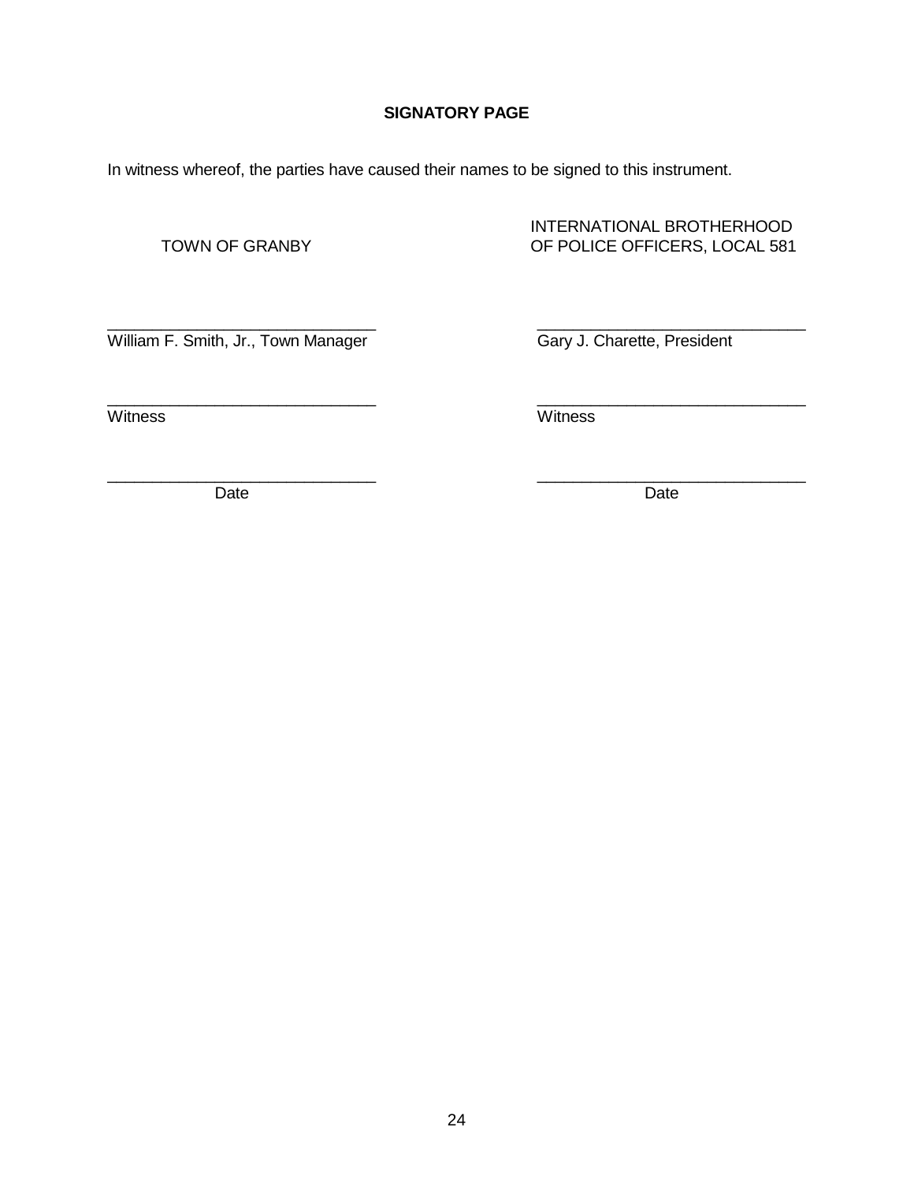**SIGNATORY PAGE**

In witness whereof, the parties have caused their names to be signed to this instrument.

| TOWN OF GRANBY | INTERNATIONAL BROTHERHOOD OF POLICE OFFICERS, LOCAL 581 |
| --- | --- |
| ______________________________ | ______________________________ |
| William F. Smith, Jr., Town Manager | Gary J. Charette, President |
| ______________________________ | ______________________________ |
| Witness | Witness |
| ______________________________ | ______________________________ |
| Date | Date |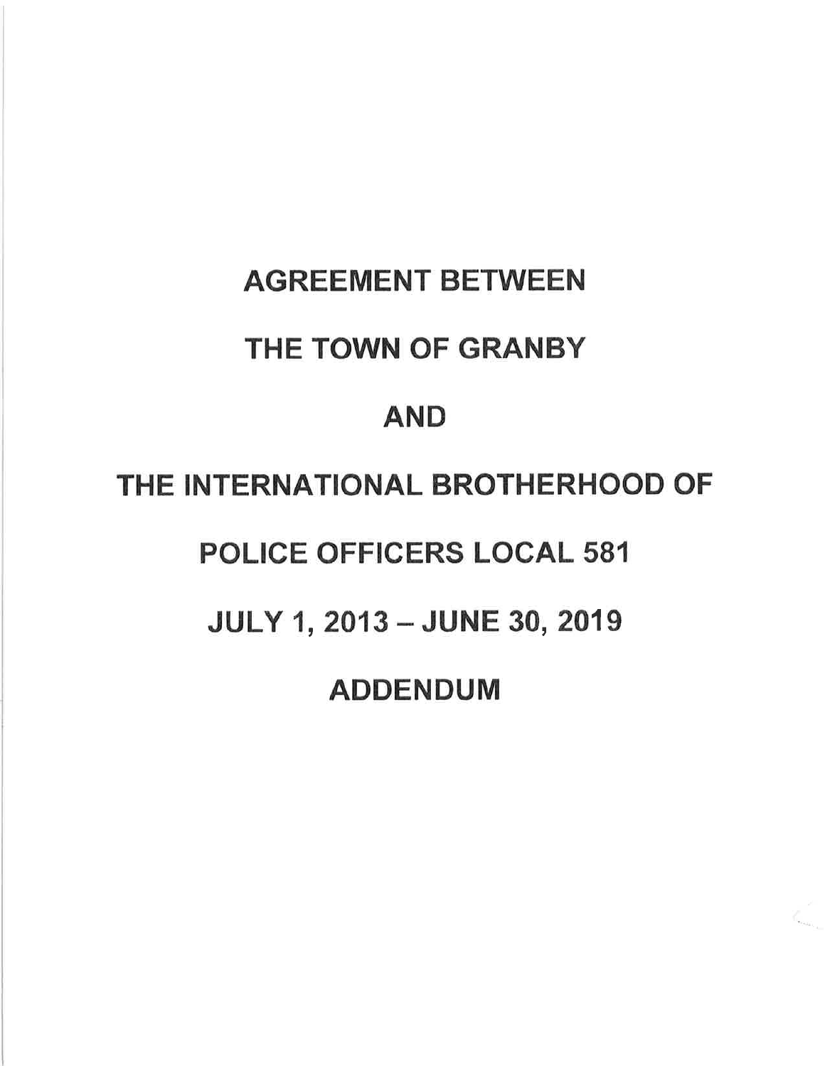# AGREEMENT BETWEEN

# THE TOWN OF GRANBY

# AND

# THE INTERNATIONAL BROTHERHOOD OF

# POLICE OFFICERS LOCAL 581

# JULY 1, 2013 – JUNE 30, 2019

# ADDENDUM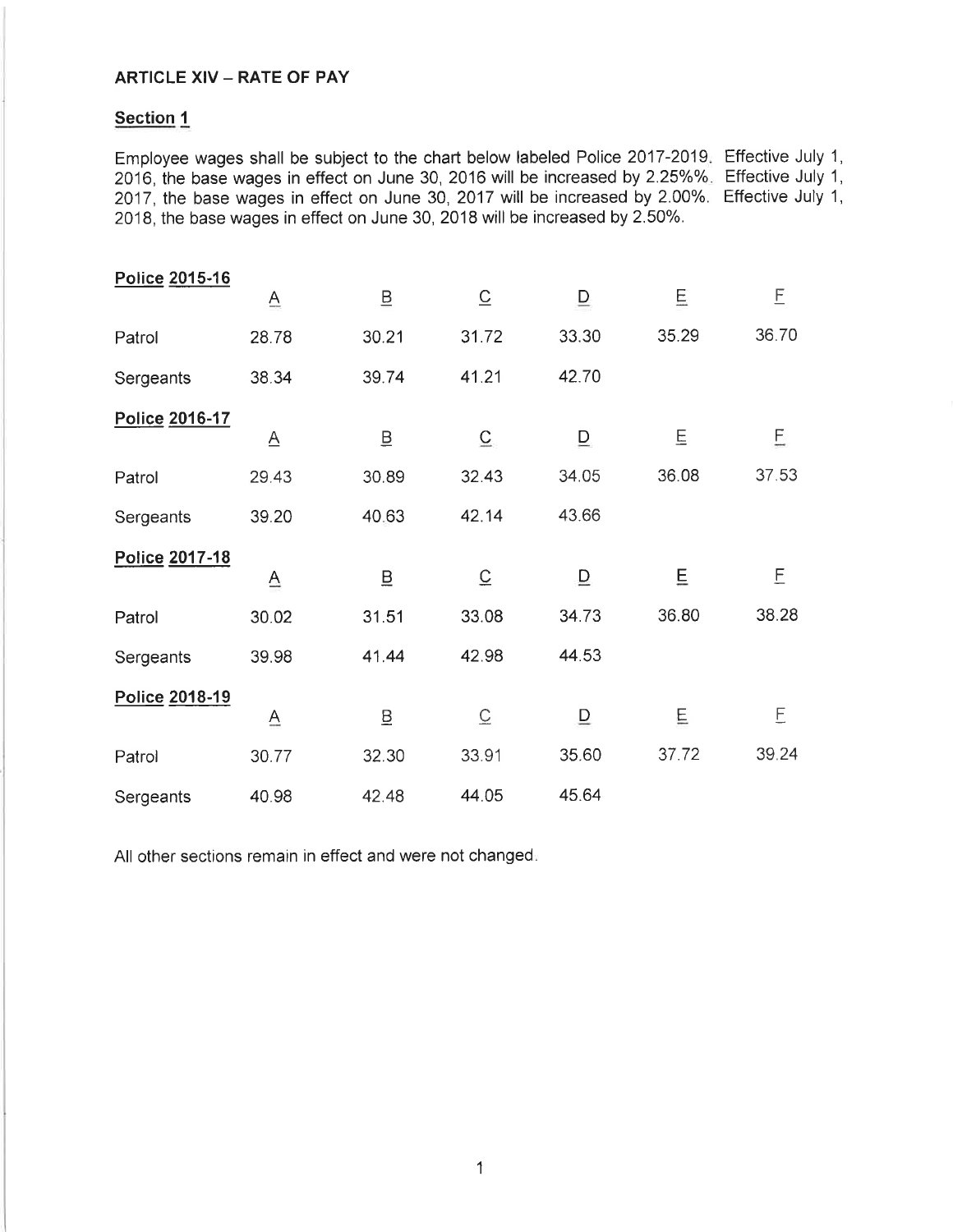## ARTICLE XIV – RATE OF PAY

### Section 1

Employee wages shall be subject to the chart below labeled Police 2017-2019. Effective July 1, 2016, the base wages in effect on June 30, 2016 will be increased by 2.25%%. Effective July 1, 2017, the base wages in effect on June 30, 2017 will be increased by 2.00%. Effective July 1, 2018, the base wages in effect on June 30, 2018 will be increased by 2.50%.

| Police 2015-16 | A | B | C | D | E | F |
|---|---|---|---|---|---|---|
| Patrol | 28.78 | 30.21 | 31.72 | 33.30 | 35.29 | 36.70 |
| Sergeants | 38.34 | 39.74 | 41.21 | 42.70 | | |

| Police 2016-17 | A | B | C | D | E | F |
|---|---|---|---|---|---|---|
| Patrol | 29.43 | 30.89 | 32.43 | 34.05 | 36.08 | 37.53 |
| Sergeants | 39.20 | 40.63 | 42.14 | 43.66 | | |

| Police 2017-18 | A | B | C | D | E | F |
|---|---|---|---|---|---|---|
| Patrol | 30.02 | 31.51 | 33.08 | 34.73 | 36.80 | 38.28 |
| Sergeants | 39.98 | 41.44 | 42.98 | 44.53 | | |

| Police 2018-19 | A | B | C | D | E | F |
|---|---|---|---|---|---|---|
| Patrol | 30.77 | 32.30 | 33.91 | 35.60 | 37.72 | 39.24 |
| Sergeants | 40.98 | 42.48 | 44.05 | 45.64 | | |

All other sections remain in effect and were not changed.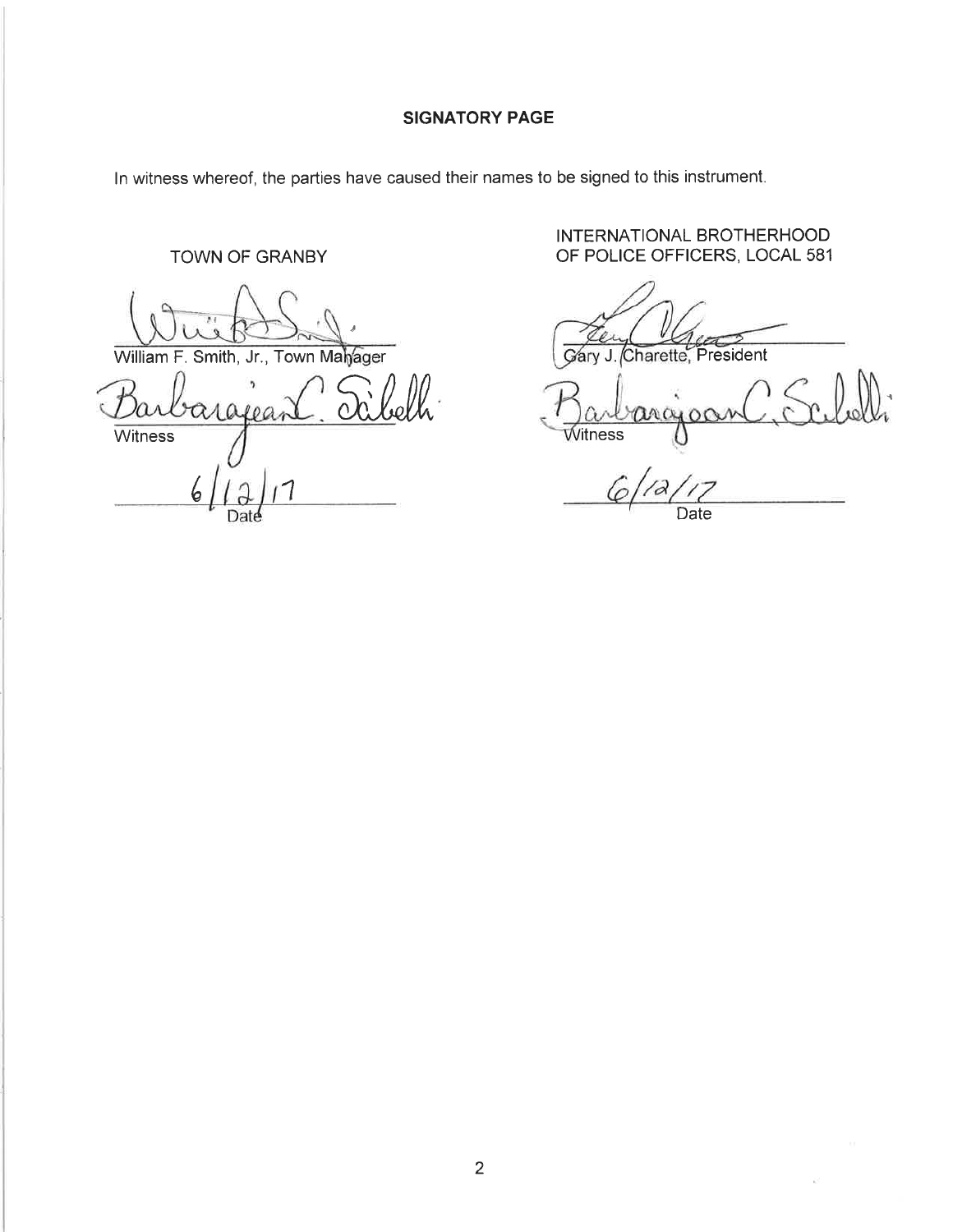## SIGNATORY PAGE

In witness whereof, the parties have caused their names to be signed to this instrument.

TOWN OF GRANBY

William F. Smith, Jr., Town Manager

Witness

6/12/17
Date

INTERNATIONAL BROTHERHOOD
OF POLICE OFFICERS, LOCAL 581

Gary J. Charette, President

Witness

6/12/17
Date